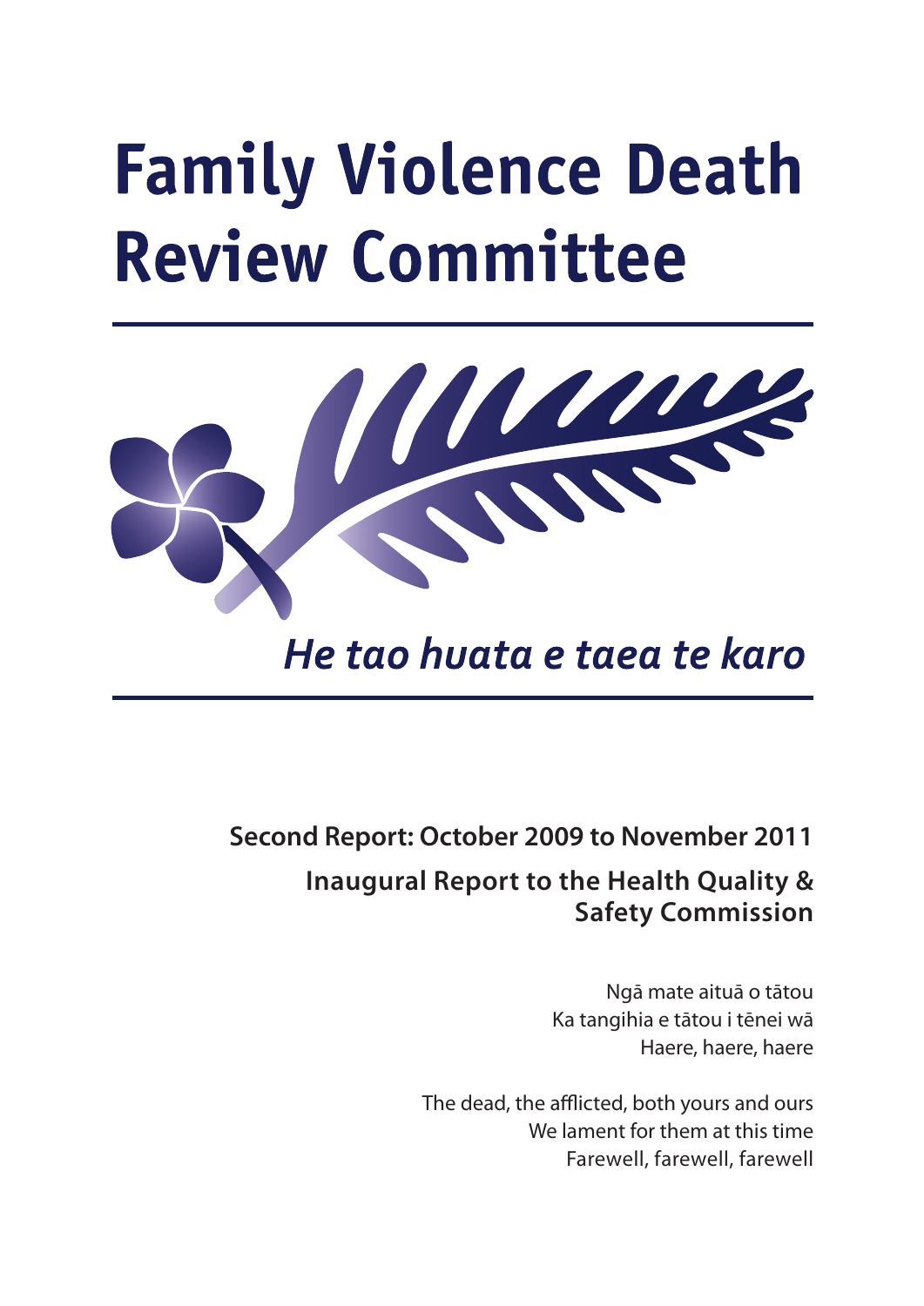# Family Violence Death Review Committee

*He tao huata e taea te karo*

**Second Report: October 2009 to November 2011**

**Inaugural Report to the Health Quality & Safety Commission**

Ngā mate aituā o tātou
Ka tangihia e tātou i tēnei wā
Haere, haere, haere

The dead, the afflicted, both yours and ours
We lament for them at this time
Farewell, farewell, farewell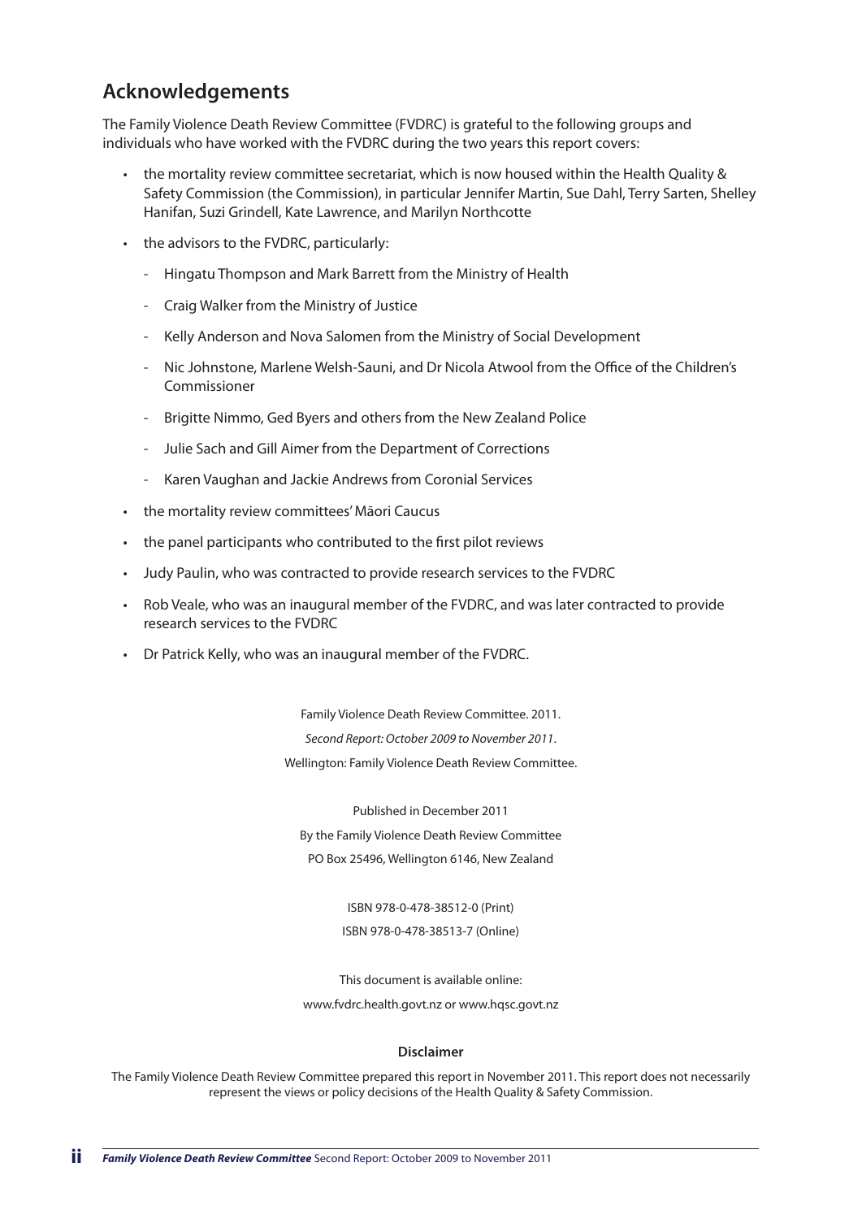## Acknowledgements

The Family Violence Death Review Committee (FVDRC) is grateful to the following groups and individuals who have worked with the FVDRC during the two years this report covers:

- the mortality review committee secretariat, which is now housed within the Health Quality & Safety Commission (the Commission), in particular Jennifer Martin, Sue Dahl, Terry Sarten, Shelley Hanifan, Suzi Grindell, Kate Lawrence, and Marilyn Northcotte
- the advisors to the FVDRC, particularly:
  - Hingatu Thompson and Mark Barrett from the Ministry of Health
  - Craig Walker from the Ministry of Justice
  - Kelly Anderson and Nova Salomen from the Ministry of Social Development
  - Nic Johnstone, Marlene Welsh-Sauni, and Dr Nicola Atwool from the Office of the Children's Commissioner
  - Brigitte Nimmo, Ged Byers and others from the New Zealand Police
  - Julie Sach and Gill Aimer from the Department of Corrections
  - Karen Vaughan and Jackie Andrews from Coronial Services
- the mortality review committees' Māori Caucus
- the panel participants who contributed to the first pilot reviews
- Judy Paulin, who was contracted to provide research services to the FVDRC
- Rob Veale, who was an inaugural member of the FVDRC, and was later contracted to provide research services to the FVDRC
- Dr Patrick Kelly, who was an inaugural member of the FVDRC.

Family Violence Death Review Committee. 2011.

*Second Report: October 2009 to November 2011*.

Wellington: Family Violence Death Review Committee.

Published in December 2011

By the Family Violence Death Review Committee

PO Box 25496, Wellington 6146, New Zealand

ISBN 978-0-478-38512-0 (Print)

ISBN 978-0-478-38513-7 (Online)

This document is available online:

www.fvdrc.health.govt.nz or www.hqsc.govt.nz

**Disclaimer**

The Family Violence Death Review Committee prepared this report in November 2011. This report does not necessarily represent the views or policy decisions of the Health Quality & Safety Commission.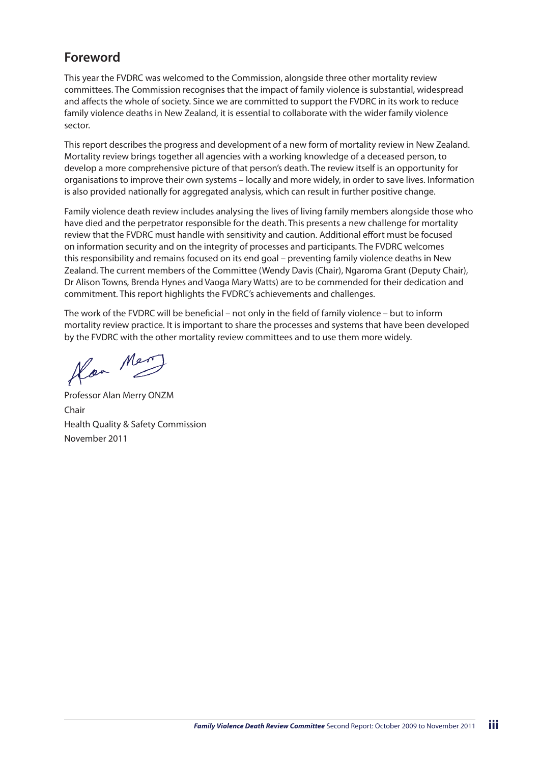## Foreword

This year the FVDRC was welcomed to the Commission, alongside three other mortality review committees. The Commission recognises that the impact of family violence is substantial, widespread and affects the whole of society. Since we are committed to support the FVDRC in its work to reduce family violence deaths in New Zealand, it is essential to collaborate with the wider family violence sector.

This report describes the progress and development of a new form of mortality review in New Zealand. Mortality review brings together all agencies with a working knowledge of a deceased person, to develop a more comprehensive picture of that person's death. The review itself is an opportunity for organisations to improve their own systems – locally and more widely, in order to save lives. Information is also provided nationally for aggregated analysis, which can result in further positive change.

Family violence death review includes analysing the lives of living family members alongside those who have died and the perpetrator responsible for the death. This presents a new challenge for mortality review that the FVDRC must handle with sensitivity and caution. Additional effort must be focused on information security and on the integrity of processes and participants. The FVDRC welcomes this responsibility and remains focused on its end goal – preventing family violence deaths in New Zealand. The current members of the Committee (Wendy Davis (Chair), Ngaroma Grant (Deputy Chair), Dr Alison Towns, Brenda Hynes and Vaoga Mary Watts) are to be commended for their dedication and commitment. This report highlights the FVDRC's achievements and challenges.

The work of the FVDRC will be beneficial – not only in the field of family violence – but to inform mortality review practice. It is important to share the processes and systems that have been developed by the FVDRC with the other mortality review committees and to use them more widely.

Professor Alan Merry ONZM
Chair
Health Quality & Safety Commission
November 2011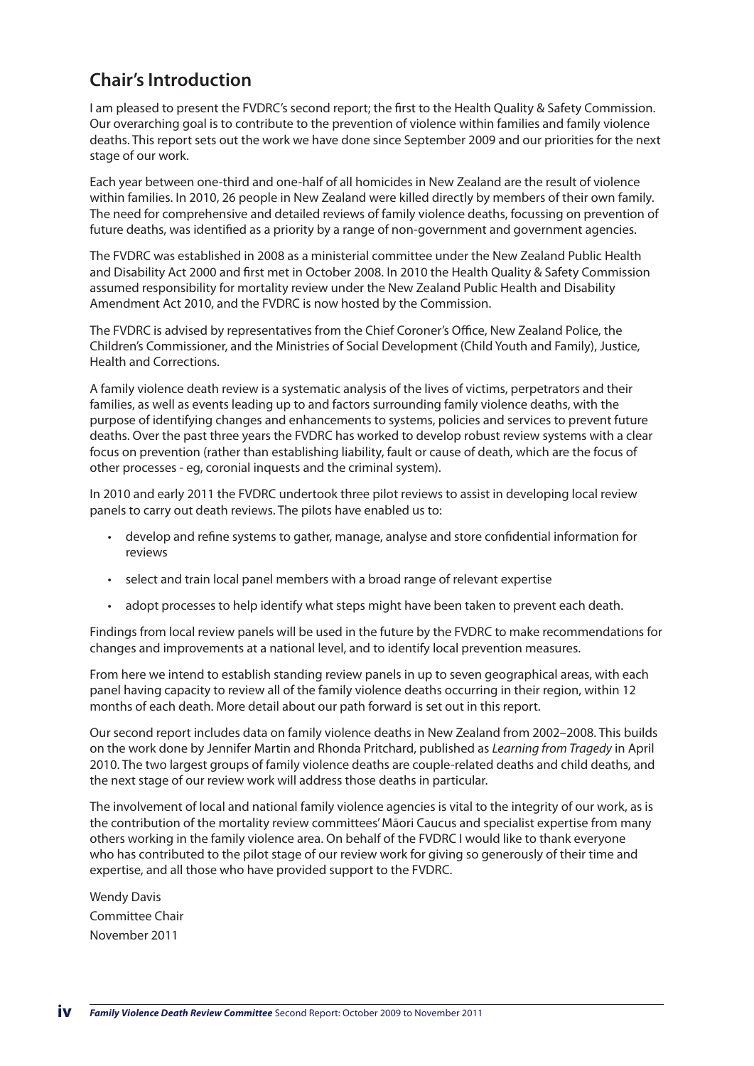## Chair's Introduction

I am pleased to present the FVDRC's second report; the first to the Health Quality & Safety Commission. Our overarching goal is to contribute to the prevention of violence within families and family violence deaths. This report sets out the work we have done since September 2009 and our priorities for the next stage of our work.

Each year between one-third and one-half of all homicides in New Zealand are the result of violence within families. In 2010, 26 people in New Zealand were killed directly by members of their own family. The need for comprehensive and detailed reviews of family violence deaths, focussing on prevention of future deaths, was identified as a priority by a range of non-government and government agencies.

The FVDRC was established in 2008 as a ministerial committee under the New Zealand Public Health and Disability Act 2000 and first met in October 2008. In 2010 the Health Quality & Safety Commission assumed responsibility for mortality review under the New Zealand Public Health and Disability Amendment Act 2010, and the FVDRC is now hosted by the Commission.

The FVDRC is advised by representatives from the Chief Coroner's Office, New Zealand Police, the Children's Commissioner, and the Ministries of Social Development (Child Youth and Family), Justice, Health and Corrections.

A family violence death review is a systematic analysis of the lives of victims, perpetrators and their families, as well as events leading up to and factors surrounding family violence deaths, with the purpose of identifying changes and enhancements to systems, policies and services to prevent future deaths. Over the past three years the FVDRC has worked to develop robust review systems with a clear focus on prevention (rather than establishing liability, fault or cause of death, which are the focus of other processes - eg, coronial inquests and the criminal system).

In 2010 and early 2011 the FVDRC undertook three pilot reviews to assist in developing local review panels to carry out death reviews. The pilots have enabled us to:

- develop and refine systems to gather, manage, analyse and store confidential information for reviews
- select and train local panel members with a broad range of relevant expertise
- adopt processes to help identify what steps might have been taken to prevent each death.

Findings from local review panels will be used in the future by the FVDRC to make recommendations for changes and improvements at a national level, and to identify local prevention measures.

From here we intend to establish standing review panels in up to seven geographical areas, with each panel having capacity to review all of the family violence deaths occurring in their region, within 12 months of each death. More detail about our path forward is set out in this report.

Our second report includes data on family violence deaths in New Zealand from 2002–2008. This builds on the work done by Jennifer Martin and Rhonda Pritchard, published as *Learning from Tragedy* in April 2010. The two largest groups of family violence deaths are couple-related deaths and child deaths, and the next stage of our review work will address those deaths in particular.

The involvement of local and national family violence agencies is vital to the integrity of our work, as is the contribution of the mortality review committees' Māori Caucus and specialist expertise from many others working in the family violence area. On behalf of the FVDRC I would like to thank everyone who has contributed to the pilot stage of our review work for giving so generously of their time and expertise, and all those who have provided support to the FVDRC.

Wendy Davis
Committee Chair
November 2011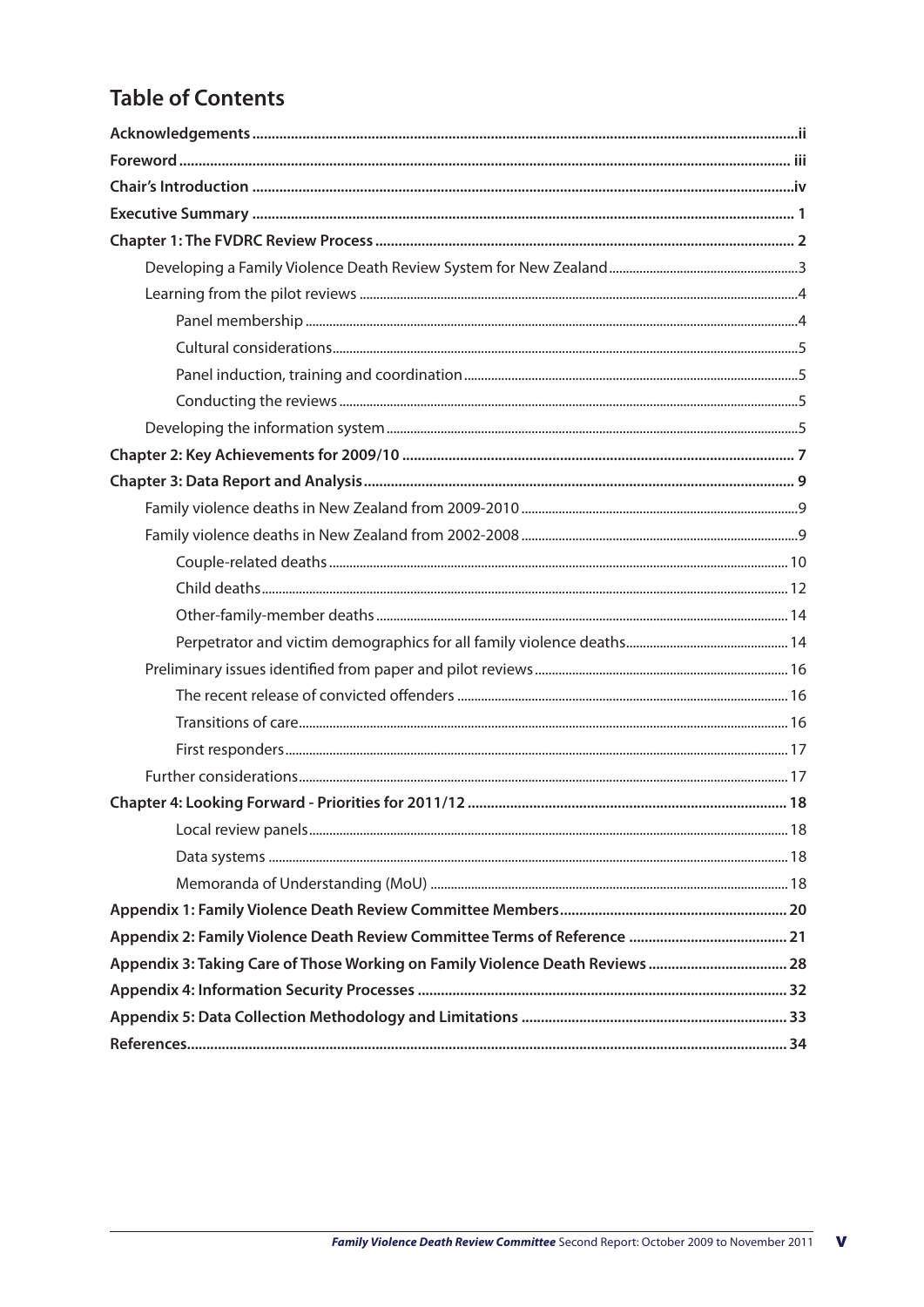# Table of Contents

**Acknowledgements** ii

**Foreword** iii

**Chair's Introduction** iv

**Executive Summary** 1

**Chapter 1: The FVDRC Review Process** 2

- Developing a Family Violence Death Review System for New Zealand 3
- Learning from the pilot reviews 4
  - Panel membership 4
  - Cultural considerations 5
  - Panel induction, training and coordination 5
  - Conducting the reviews 5
- Developing the information system 5

**Chapter 2: Key Achievements for 2009/10** 7

**Chapter 3: Data Report and Analysis** 9

- Family violence deaths in New Zealand from 2009-2010 9
- Family violence deaths in New Zealand from 2002-2008 9
  - Couple-related deaths 10
  - Child deaths 12
  - Other-family-member deaths 14
  - Perpetrator and victim demographics for all family violence deaths 14
- Preliminary issues identified from paper and pilot reviews 16
  - The recent release of convicted offenders 16
  - Transitions of care 16
  - First responders 17
- Further considerations 17

**Chapter 4: Looking Forward - Priorities for 2011/12** 18

- Local review panels 18
- Data systems 18
- Memoranda of Understanding (MoU) 18

**Appendix 1: Family Violence Death Review Committee Members** 20

**Appendix 2: Family Violence Death Review Committee Terms of Reference** 21

**Appendix 3: Taking Care of Those Working on Family Violence Death Reviews** 28

**Appendix 4: Information Security Processes** 32

**Appendix 5: Data Collection Methodology and Limitations** 33

**References** 34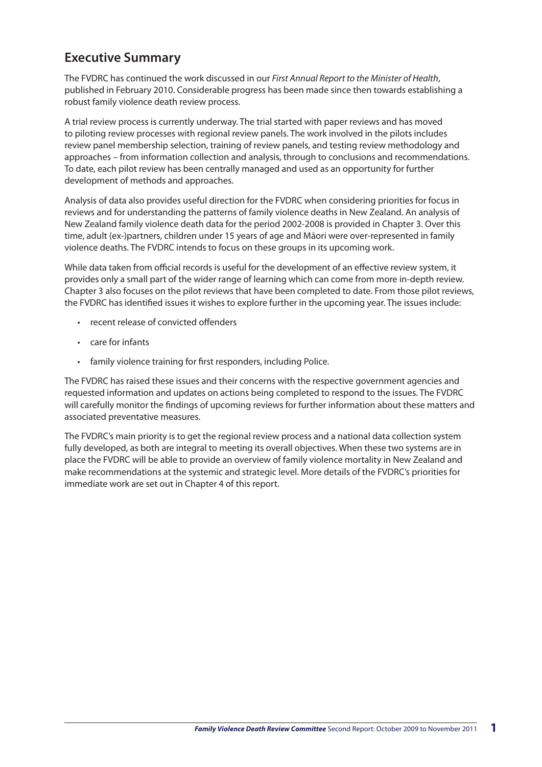## Executive Summary

The FVDRC has continued the work discussed in our *First Annual Report to the Minister of Health*, published in February 2010. Considerable progress has been made since then towards establishing a robust family violence death review process.

A trial review process is currently underway. The trial started with paper reviews and has moved to piloting review processes with regional review panels. The work involved in the pilots includes review panel membership selection, training of review panels, and testing review methodology and approaches – from information collection and analysis, through to conclusions and recommendations. To date, each pilot review has been centrally managed and used as an opportunity for further development of methods and approaches.

Analysis of data also provides useful direction for the FVDRC when considering priorities for focus in reviews and for understanding the patterns of family violence deaths in New Zealand. An analysis of New Zealand family violence death data for the period 2002-2008 is provided in Chapter 3. Over this time, adult (ex-)partners, children under 15 years of age and Māori were over-represented in family violence deaths. The FVDRC intends to focus on these groups in its upcoming work.

While data taken from official records is useful for the development of an effective review system, it provides only a small part of the wider range of learning which can come from more in-depth review. Chapter 3 also focuses on the pilot reviews that have been completed to date. From those pilot reviews, the FVDRC has identified issues it wishes to explore further in the upcoming year. The issues include:

- recent release of convicted offenders
- care for infants
- family violence training for first responders, including Police.

The FVDRC has raised these issues and their concerns with the respective government agencies and requested information and updates on actions being completed to respond to the issues. The FVDRC will carefully monitor the findings of upcoming reviews for further information about these matters and associated preventative measures.

The FVDRC's main priority is to get the regional review process and a national data collection system fully developed, as both are integral to meeting its overall objectives. When these two systems are in place the FVDRC will be able to provide an overview of family violence mortality in New Zealand and make recommendations at the systemic and strategic level. More details of the FVDRC's priorities for immediate work are set out in Chapter 4 of this report.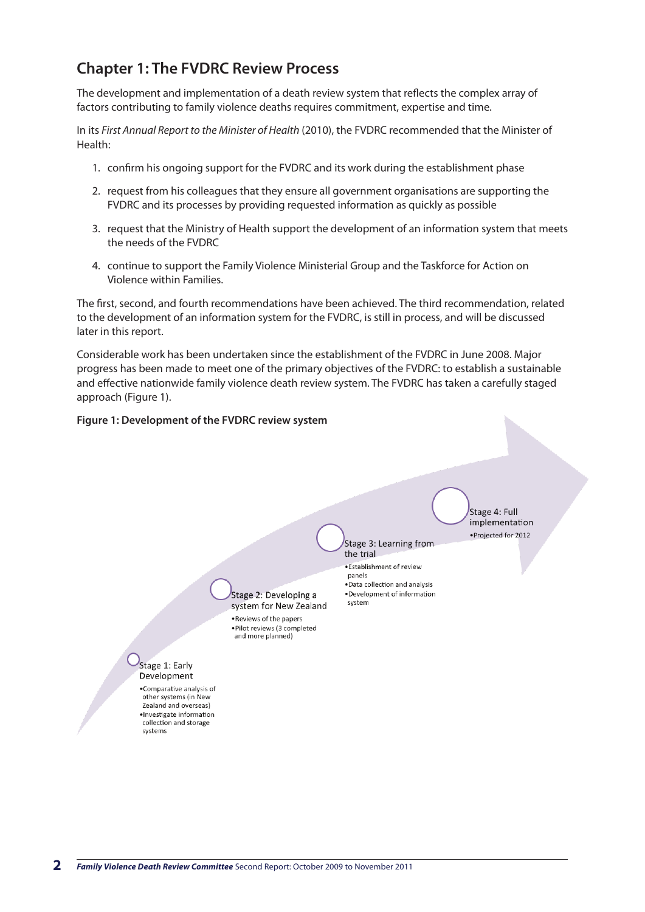## Chapter 1: The FVDRC Review Process

The development and implementation of a death review system that reflects the complex array of factors contributing to family violence deaths requires commitment, expertise and time.

In its *First Annual Report to the Minister of Health* (2010), the FVDRC recommended that the Minister of Health:

1. confirm his ongoing support for the FVDRC and its work during the establishment phase
2. request from his colleagues that they ensure all government organisations are supporting the FVDRC and its processes by providing requested information as quickly as possible
3. request that the Ministry of Health support the development of an information system that meets the needs of the FVDRC
4. continue to support the Family Violence Ministerial Group and the Taskforce for Action on Violence within Families.

The first, second, and fourth recommendations have been achieved. The third recommendation, related to the development of an information system for the FVDRC, is still in process, and will be discussed later in this report.

Considerable work has been undertaken since the establishment of the FVDRC in June 2008. Major progress has been made to meet one of the primary objectives of the FVDRC: to establish a sustainable and effective nationwide family violence death review system. The FVDRC has taken a carefully staged approach (Figure 1).

**Figure 1: Development of the FVDRC review system**

Stage 1: Early Development
- Comparative analysis of other systems (in New Zealand and overseas)
- Investigate information collection and storage systems

Stage 2: Developing a system for New Zealand
- Reviews of the papers
- Pilot reviews (3 completed and more planned)

Stage 3: Learning from the trial
- Establishment of review panels
- Data collection and analysis
- Development of information system

Stage 4: Full implementation
- Projected for 2012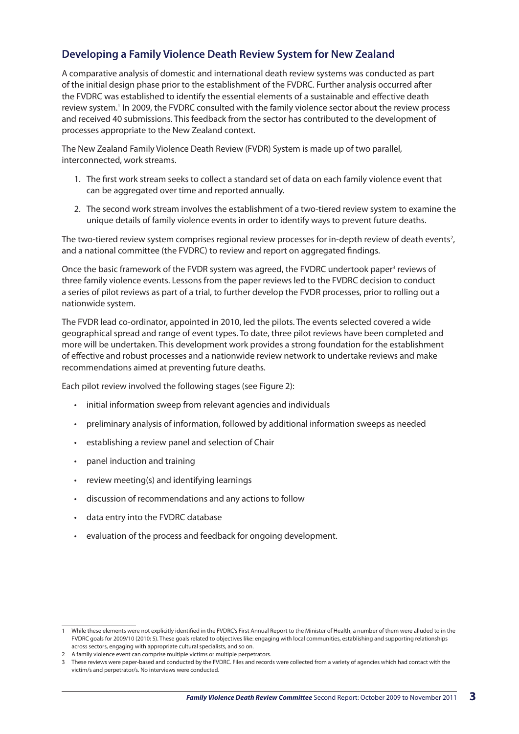## Developing a Family Violence Death Review System for New Zealand

A comparative analysis of domestic and international death review systems was conducted as part of the initial design phase prior to the establishment of the FVDRC. Further analysis occurred after the FVDRC was established to identify the essential elements of a sustainable and effective death review system.[1] In 2009, the FVDRC consulted with the family violence sector about the review process and received 40 submissions. This feedback from the sector has contributed to the development of processes appropriate to the New Zealand context.

The New Zealand Family Violence Death Review (FVDR) System is made up of two parallel, interconnected, work streams.

1. The first work stream seeks to collect a standard set of data on each family violence event that can be aggregated over time and reported annually.
2. The second work stream involves the establishment of a two-tiered review system to examine the unique details of family violence events in order to identify ways to prevent future deaths.

The two-tiered review system comprises regional review processes for in-depth review of death events[2], and a national committee (the FVDRC) to review and report on aggregated findings.

Once the basic framework of the FVDR system was agreed, the FVDRC undertook paper[3] reviews of three family violence events. Lessons from the paper reviews led to the FVDRC decision to conduct a series of pilot reviews as part of a trial, to further develop the FVDR processes, prior to rolling out a nationwide system.

The FVDR lead co-ordinator, appointed in 2010, led the pilots. The events selected covered a wide geographical spread and range of event types. To date, three pilot reviews have been completed and more will be undertaken. This development work provides a strong foundation for the establishment of effective and robust processes and a nationwide review network to undertake reviews and make recommendations aimed at preventing future deaths.

Each pilot review involved the following stages (see Figure 2):

- initial information sweep from relevant agencies and individuals
- preliminary analysis of information, followed by additional information sweeps as needed
- establishing a review panel and selection of Chair
- panel induction and training
- review meeting(s) and identifying learnings
- discussion of recommendations and any actions to follow
- data entry into the FVDRC database
- evaluation of the process and feedback for ongoing development.

---

1 While these elements were not explicitly identified in the FVDRC's First Annual Report to the Minister of Health, a number of them were alluded to in the FVDRC goals for 2009/10 (2010: 5). These goals related to objectives like: engaging with local communities, establishing and supporting relationships across sectors, engaging with appropriate cultural specialists, and so on.

2 A family violence event can comprise multiple victims or multiple perpetrators.

3 These reviews were paper-based and conducted by the FVDRC. Files and records were collected from a variety of agencies which had contact with the victim/s and perpetrator/s. No interviews were conducted.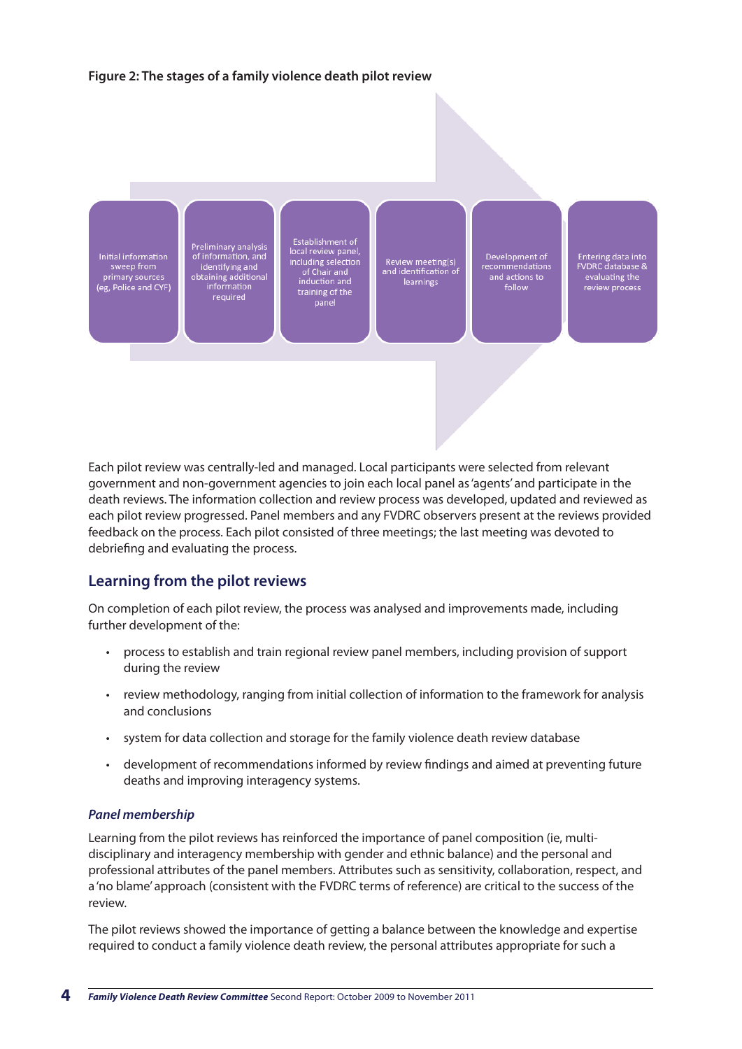**Figure 2: The stages of a family violence death pilot review**

1. Initial information sweep from primary sources (eg, Police and CYF)
2. Preliminary analysis of information, and identifying and obtaining additional information required
3. Establishment of local review panel, including selection of Chair and induction and training of the panel
4. Review meeting(s) and identification of learnings
5. Development of recommendations and actions to follow
6. Entering data into FVDRC database & evaluating the review process

Each pilot review was centrally-led and managed. Local participants were selected from relevant government and non-government agencies to join each local panel as 'agents' and participate in the death reviews. The information collection and review process was developed, updated and reviewed as each pilot review progressed. Panel members and any FVDRC observers present at the reviews provided feedback on the process. Each pilot consisted of three meetings; the last meeting was devoted to debriefing and evaluating the process.

## Learning from the pilot reviews

On completion of each pilot review, the process was analysed and improvements made, including further development of the:

- process to establish and train regional review panel members, including provision of support during the review
- review methodology, ranging from initial collection of information to the framework for analysis and conclusions
- system for data collection and storage for the family violence death review database
- development of recommendations informed by review findings and aimed at preventing future deaths and improving interagency systems.

### *Panel membership*

Learning from the pilot reviews has reinforced the importance of panel composition (ie, multi-disciplinary and interagency membership with gender and ethnic balance) and the personal and professional attributes of the panel members. Attributes such as sensitivity, collaboration, respect, and a 'no blame' approach (consistent with the FVDRC terms of reference) are critical to the success of the review.

The pilot reviews showed the importance of getting a balance between the knowledge and expertise required to conduct a family violence death review, the personal attributes appropriate for such a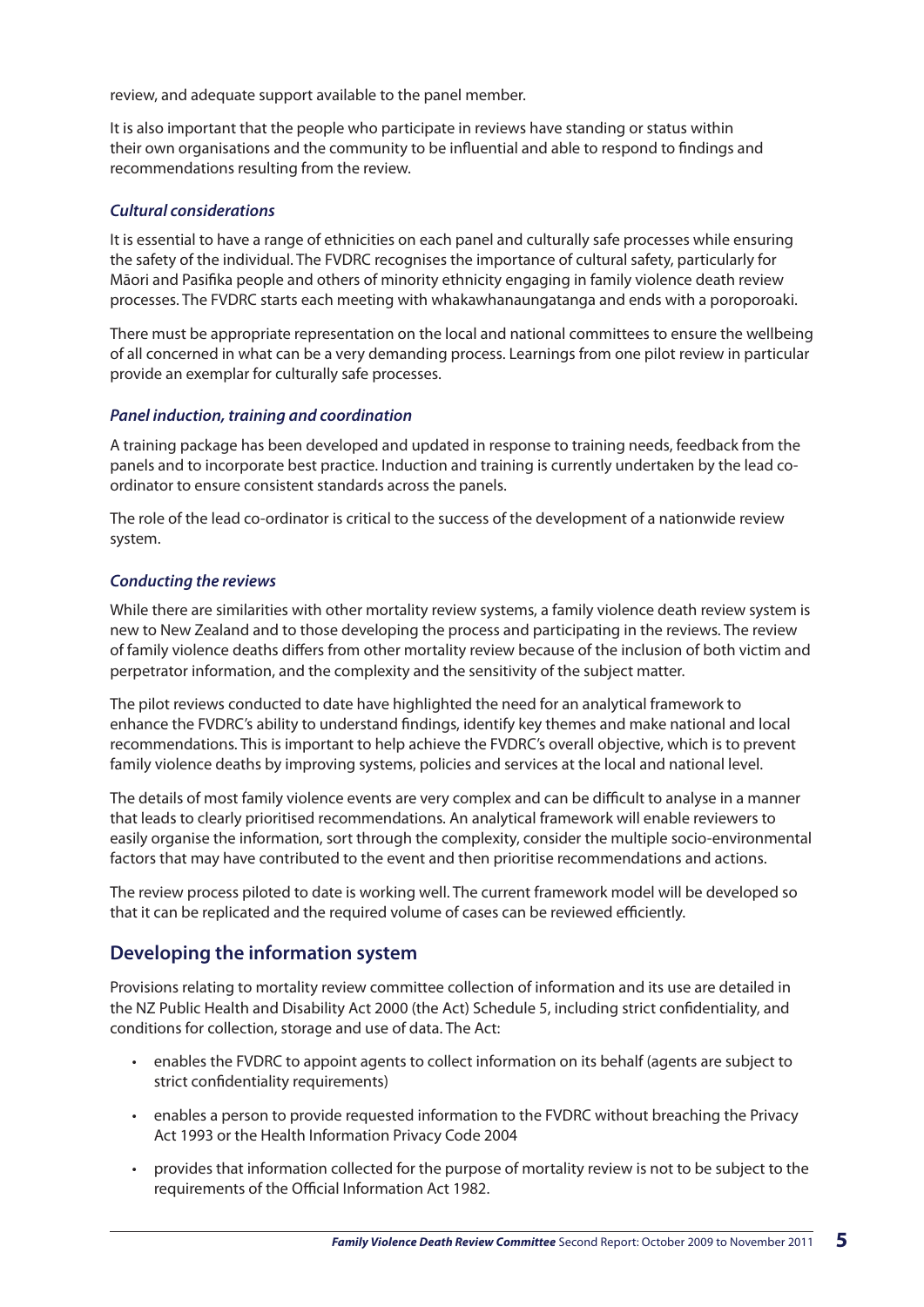review, and adequate support available to the panel member.

It is also important that the people who participate in reviews have standing or status within their own organisations and the community to be influential and able to respond to findings and recommendations resulting from the review.

### *Cultural considerations*

It is essential to have a range of ethnicities on each panel and culturally safe processes while ensuring the safety of the individual. The FVDRC recognises the importance of cultural safety, particularly for Māori and Pasifika people and others of minority ethnicity engaging in family violence death review processes. The FVDRC starts each meeting with whakawhanaungatanga and ends with a poroporoaki.

There must be appropriate representation on the local and national committees to ensure the wellbeing of all concerned in what can be a very demanding process. Learnings from one pilot review in particular provide an exemplar for culturally safe processes.

### *Panel induction, training and coordination*

A training package has been developed and updated in response to training needs, feedback from the panels and to incorporate best practice. Induction and training is currently undertaken by the lead co-ordinator to ensure consistent standards across the panels.

The role of the lead co-ordinator is critical to the success of the development of a nationwide review system.

### *Conducting the reviews*

While there are similarities with other mortality review systems, a family violence death review system is new to New Zealand and to those developing the process and participating in the reviews. The review of family violence deaths differs from other mortality review because of the inclusion of both victim and perpetrator information, and the complexity and the sensitivity of the subject matter.

The pilot reviews conducted to date have highlighted the need for an analytical framework to enhance the FVDRC's ability to understand findings, identify key themes and make national and local recommendations. This is important to help achieve the FVDRC's overall objective, which is to prevent family violence deaths by improving systems, policies and services at the local and national level.

The details of most family violence events are very complex and can be difficult to analyse in a manner that leads to clearly prioritised recommendations. An analytical framework will enable reviewers to easily organise the information, sort through the complexity, consider the multiple socio-environmental factors that may have contributed to the event and then prioritise recommendations and actions.

The review process piloted to date is working well. The current framework model will be developed so that it can be replicated and the required volume of cases can be reviewed efficiently.

## Developing the information system

Provisions relating to mortality review committee collection of information and its use are detailed in the NZ Public Health and Disability Act 2000 (the Act) Schedule 5, including strict confidentiality, and conditions for collection, storage and use of data. The Act:

- enables the FVDRC to appoint agents to collect information on its behalf (agents are subject to strict confidentiality requirements)
- enables a person to provide requested information to the FVDRC without breaching the Privacy Act 1993 or the Health Information Privacy Code 2004
- provides that information collected for the purpose of mortality review is not to be subject to the requirements of the Official Information Act 1982.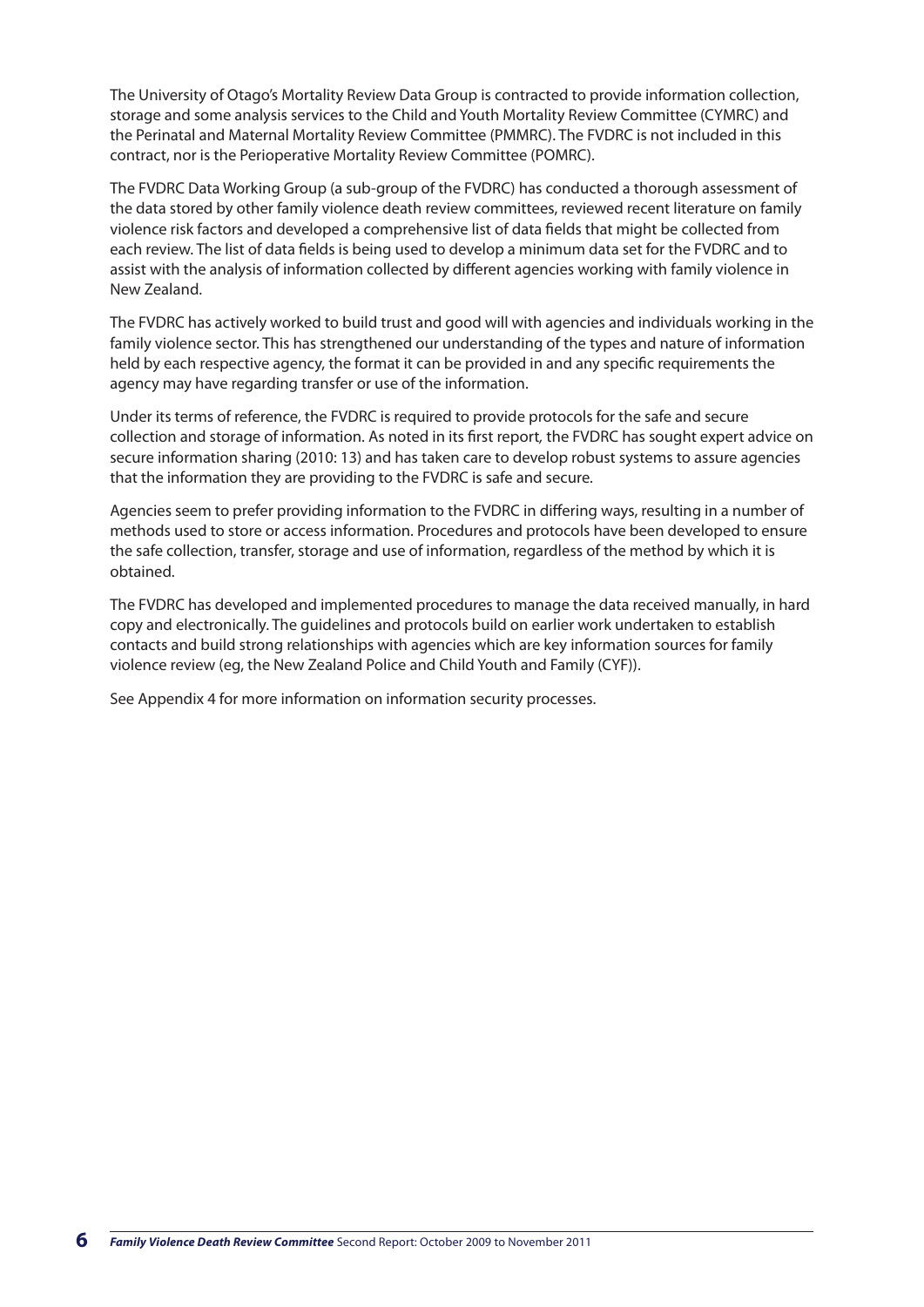The University of Otago's Mortality Review Data Group is contracted to provide information collection, storage and some analysis services to the Child and Youth Mortality Review Committee (CYMRC) and the Perinatal and Maternal Mortality Review Committee (PMMRC). The FVDRC is not included in this contract, nor is the Perioperative Mortality Review Committee (POMRC).

The FVDRC Data Working Group (a sub-group of the FVDRC) has conducted a thorough assessment of the data stored by other family violence death review committees, reviewed recent literature on family violence risk factors and developed a comprehensive list of data fields that might be collected from each review. The list of data fields is being used to develop a minimum data set for the FVDRC and to assist with the analysis of information collected by different agencies working with family violence in New Zealand.

The FVDRC has actively worked to build trust and good will with agencies and individuals working in the family violence sector. This has strengthened our understanding of the types and nature of information held by each respective agency, the format it can be provided in and any specific requirements the agency may have regarding transfer or use of the information.

Under its terms of reference, the FVDRC is required to provide protocols for the safe and secure collection and storage of information. As noted in its first report, the FVDRC has sought expert advice on secure information sharing (2010: 13) and has taken care to develop robust systems to assure agencies that the information they are providing to the FVDRC is safe and secure.

Agencies seem to prefer providing information to the FVDRC in differing ways, resulting in a number of methods used to store or access information. Procedures and protocols have been developed to ensure the safe collection, transfer, storage and use of information, regardless of the method by which it is obtained.

The FVDRC has developed and implemented procedures to manage the data received manually, in hard copy and electronically. The guidelines and protocols build on earlier work undertaken to establish contacts and build strong relationships with agencies which are key information sources for family violence review (eg, the New Zealand Police and Child Youth and Family (CYF)).

See Appendix 4 for more information on information security processes.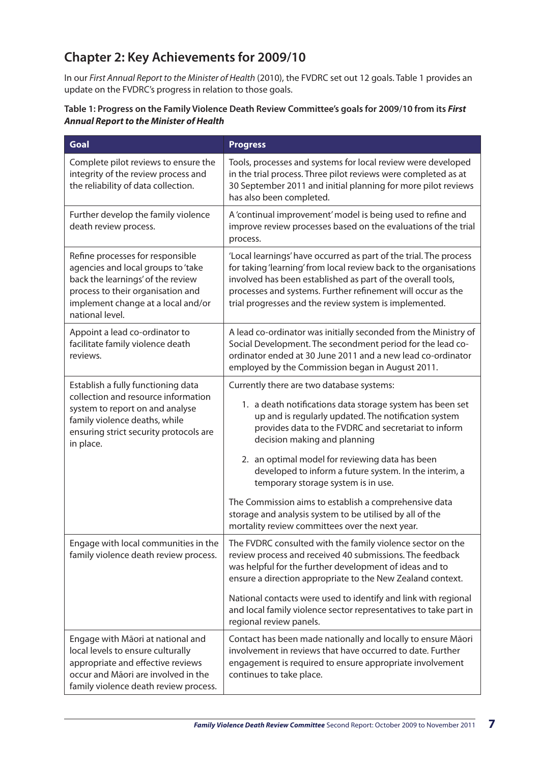## Chapter 2: Key Achievements for 2009/10

In our *First Annual Report to the Minister of Health* (2010), the FVDRC set out 12 goals. Table 1 provides an update on the FVDRC's progress in relation to those goals.

**Table 1: Progress on the Family Violence Death Review Committee's goals for 2009/10 from its *First Annual Report to the Minister of Health***

| Goal | Progress |
|---|---|
| Complete pilot reviews to ensure the integrity of the review process and the reliability of data collection. | Tools, processes and systems for local review were developed in the trial process. Three pilot reviews were completed as at 30 September 2011 and initial planning for more pilot reviews has also been completed. |
| Further develop the family violence death review process. | A 'continual improvement' model is being used to refine and improve review processes based on the evaluations of the trial process. |
| Refine processes for responsible agencies and local groups to 'take back the learnings' of the review process to their organisation and implement change at a local and/or national level. | 'Local learnings' have occurred as part of the trial. The process for taking 'learning' from local review back to the organisations involved has been established as part of the overall tools, processes and systems. Further refinement will occur as the trial progresses and the review system is implemented. |
| Appoint a lead co-ordinator to facilitate family violence death reviews. | A lead co-ordinator was initially seconded from the Ministry of Social Development. The secondment period for the lead co-ordinator ended at 30 June 2011 and a new lead co-ordinator employed by the Commission began in August 2011. |
| Establish a fully functioning data collection and resource information system to report on and analyse family violence deaths, while ensuring strict security protocols are in place. | Currently there are two database systems:<br>1. a death notifications data storage system has been set up and is regularly updated. The notification system provides data to the FVDRC and secretariat to inform decision making and planning<br>2. an optimal model for reviewing data has been developed to inform a future system. In the interim, a temporary storage system is in use.<br>The Commission aims to establish a comprehensive data storage and analysis system to be utilised by all of the mortality review committees over the next year. |
| Engage with local communities in the family violence death review process. | The FVDRC consulted with the family violence sector on the review process and received 40 submissions. The feedback was helpful for the further development of ideas and to ensure a direction appropriate to the New Zealand context.<br>National contacts were used to identify and link with regional and local family violence sector representatives to take part in regional review panels. |
| Engage with Māori at national and local levels to ensure culturally appropriate and effective reviews occur and Māori are involved in the family violence death review process. | Contact has been made nationally and locally to ensure Māori involvement in reviews that have occurred to date. Further engagement is required to ensure appropriate involvement continues to take place. |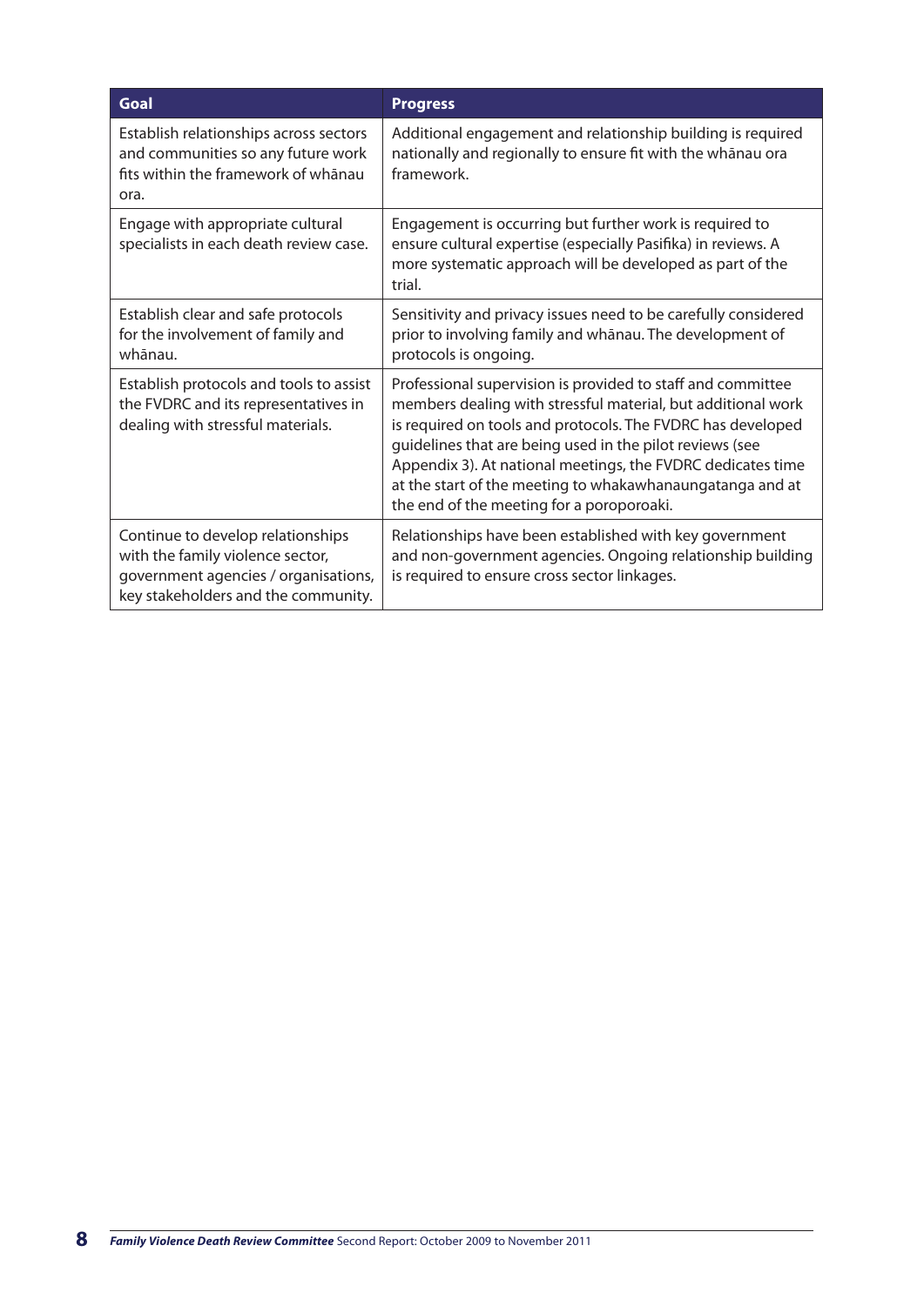| Goal | Progress |
|---|---|
| Establish relationships across sectors and communities so any future work fits within the framework of whānau ora. | Additional engagement and relationship building is required nationally and regionally to ensure fit with the whānau ora framework. |
| Engage with appropriate cultural specialists in each death review case. | Engagement is occurring but further work is required to ensure cultural expertise (especially Pasifika) in reviews. A more systematic approach will be developed as part of the trial. |
| Establish clear and safe protocols for the involvement of family and whānau. | Sensitivity and privacy issues need to be carefully considered prior to involving family and whānau. The development of protocols is ongoing. |
| Establish protocols and tools to assist the FVDRC and its representatives in dealing with stressful materials. | Professional supervision is provided to staff and committee members dealing with stressful material, but additional work is required on tools and protocols. The FVDRC has developed guidelines that are being used in the pilot reviews (see Appendix 3). At national meetings, the FVDRC dedicates time at the start of the meeting to whakawhanaungatanga and at the end of the meeting for a poroporoaki. |
| Continue to develop relationships with the family violence sector, government agencies / organisations, key stakeholders and the community. | Relationships have been established with key government and non-government agencies. Ongoing relationship building is required to ensure cross sector linkages. |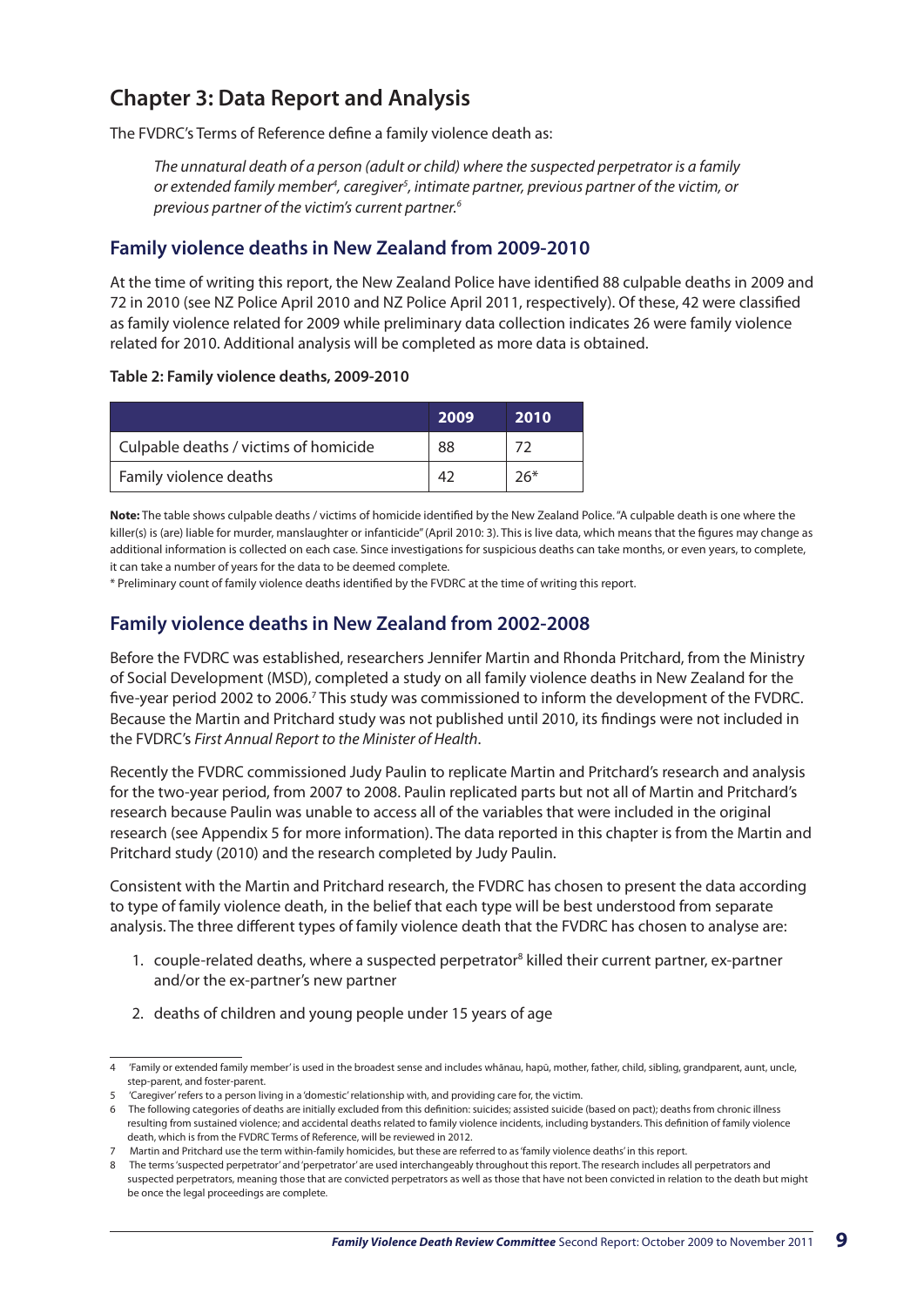# Chapter 3: Data Report and Analysis

The FVDRC's Terms of Reference define a family violence death as:

> *The unnatural death of a person (adult or child) where the suspected perpetrator is a family or extended family member[4], caregiver[5], intimate partner, previous partner of the victim, or previous partner of the victim's current partner.[6]*

## Family violence deaths in New Zealand from 2009-2010

At the time of writing this report, the New Zealand Police have identified 88 culpable deaths in 2009 and 72 in 2010 (see NZ Police April 2010 and NZ Police April 2011, respectively). Of these, 42 were classified as family violence related for 2009 while preliminary data collection indicates 26 were family violence related for 2010. Additional analysis will be completed as more data is obtained.

**Table 2: Family violence deaths, 2009-2010**

| | 2009 | 2010 |
|---|---|---|
| Culpable deaths / victims of homicide | 88 | 72 |
| Family violence deaths | 42 | 26* |

**Note:** The table shows culpable deaths / victims of homicide identified by the New Zealand Police. "A culpable death is one where the killer(s) is (are) liable for murder, manslaughter or infanticide" (April 2010: 3). This is live data, which means that the figures may change as additional information is collected on each case. Since investigations for suspicious deaths can take months, or even years, to complete, it can take a number of years for the data to be deemed complete.

\* Preliminary count of family violence deaths identified by the FVDRC at the time of writing this report.

## Family violence deaths in New Zealand from 2002-2008

Before the FVDRC was established, researchers Jennifer Martin and Rhonda Pritchard, from the Ministry of Social Development (MSD), completed a study on all family violence deaths in New Zealand for the five-year period 2002 to 2006.[7] This study was commissioned to inform the development of the FVDRC. Because the Martin and Pritchard study was not published until 2010, its findings were not included in the FVDRC's *First Annual Report to the Minister of Health*.

Recently the FVDRC commissioned Judy Paulin to replicate Martin and Pritchard's research and analysis for the two-year period, from 2007 to 2008. Paulin replicated parts but not all of Martin and Pritchard's research because Paulin was unable to access all of the variables that were included in the original research (see Appendix 5 for more information). The data reported in this chapter is from the Martin and Pritchard study (2010) and the research completed by Judy Paulin.

Consistent with the Martin and Pritchard research, the FVDRC has chosen to present the data according to type of family violence death, in the belief that each type will be best understood from separate analysis. The three different types of family violence death that the FVDRC has chosen to analyse are:

1. couple-related deaths, where a suspected perpetrator[8] killed their current partner, ex-partner and/or the ex-partner's new partner
2. deaths of children and young people under 15 years of age

---

4 'Family or extended family member' is used in the broadest sense and includes whānau, hapū, mother, father, child, sibling, grandparent, aunt, uncle, step-parent, and foster-parent.

5 'Caregiver' refers to a person living in a 'domestic' relationship with, and providing care for, the victim.

6 The following categories of deaths are initially excluded from this definition: suicides; assisted suicide (based on pact); deaths from chronic illness resulting from sustained violence; and accidental deaths related to family violence incidents, including bystanders. This definition of family violence death, which is from the FVDRC Terms of Reference, will be reviewed in 2012.

7 Martin and Pritchard use the term within-family homicides, but these are referred to as 'family violence deaths' in this report.

8 The terms 'suspected perpetrator' and 'perpetrator' are used interchangeably throughout this report. The research includes all perpetrators and suspected perpetrators, meaning those that are convicted perpetrators as well as those that have not been convicted in relation to the death but might be once the legal proceedings are complete.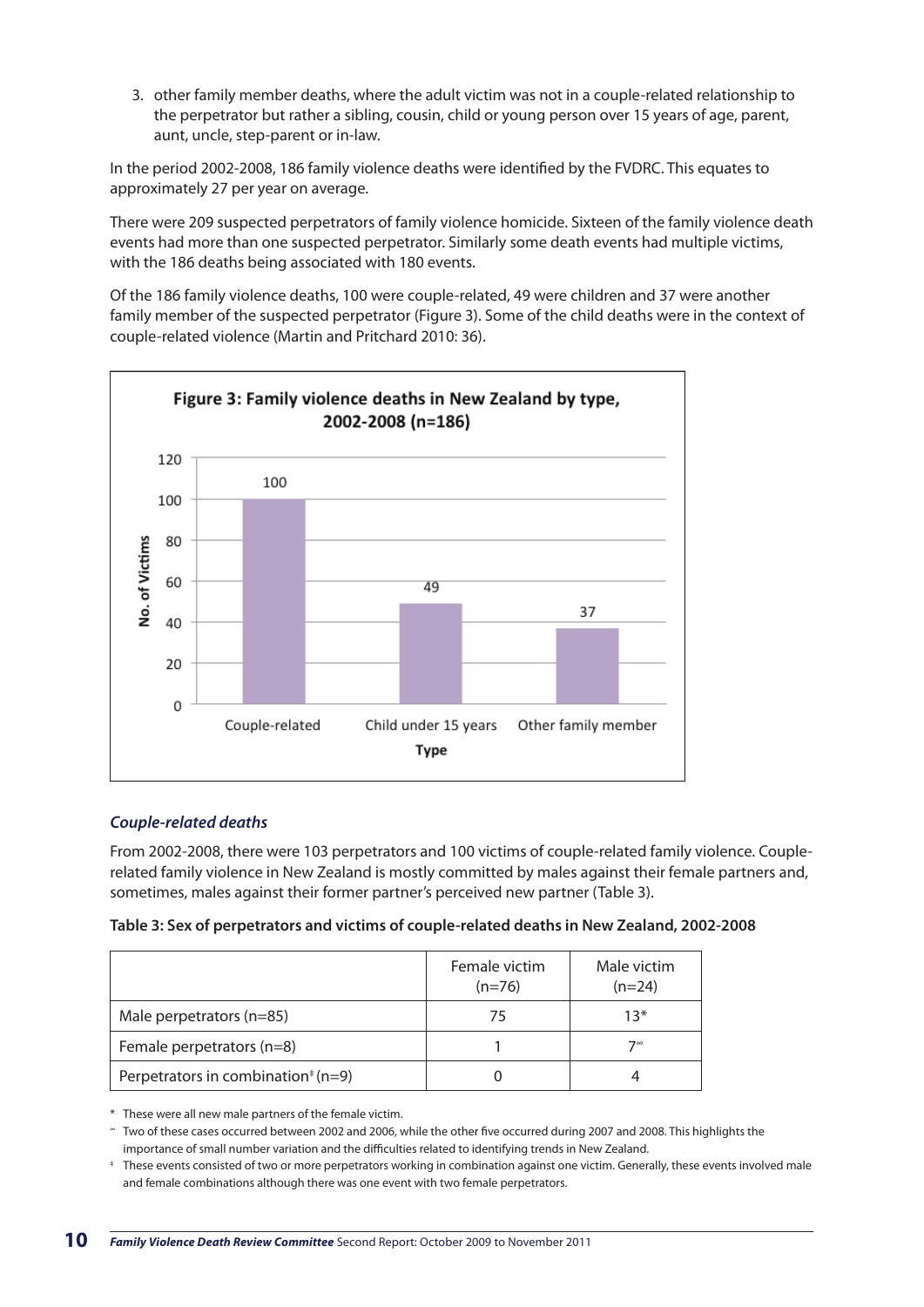3. other family member deaths, where the adult victim was not in a couple-related relationship to the perpetrator but rather a sibling, cousin, child or young person over 15 years of age, parent, aunt, uncle, step-parent or in-law.

In the period 2002-2008, 186 family violence deaths were identified by the FVDRC. This equates to approximately 27 per year on average.

There were 209 suspected perpetrators of family violence homicide. Sixteen of the family violence death events had more than one suspected perpetrator. Similarly some death events had multiple victims, with the 186 deaths being associated with 180 events.

Of the 186 family violence deaths, 100 were couple-related, 49 were children and 37 were another family member of the suspected perpetrator (Figure 3). Some of the child deaths were in the context of couple-related violence (Martin and Pritchard 2010: 36).

**Figure 3: Family violence deaths in New Zealand by type, 2002-2008 (n=186)**

| Type | No. of Victims |
|---|---|
| Couple-related | 100 |
| Child under 15 years | 49 |
| Other family member | 37 |

### *Couple-related deaths*

From 2002-2008, there were 103 perpetrators and 100 victims of couple-related family violence. Couple-related family violence in New Zealand is mostly committed by males against their female partners and, sometimes, males against their former partner's perceived new partner (Table 3).

**Table 3: Sex of perpetrators and victims of couple-related deaths in New Zealand, 2002-2008**

| | Female victim (n=76) | Male victim (n=24) |
|---|---|---|
| Male perpetrators (n=85) | 75 | 13* |
| Female perpetrators (n=8) | 1 | 7[∞] |
| Perpetrators in combination[‡] (n=9) | 0 | 4 |

\* These were all new male partners of the female victim.

∞ Two of these cases occurred between 2002 and 2006, while the other five occurred during 2007 and 2008. This highlights the importance of small number variation and the difficulties related to identifying trends in New Zealand.

‡ These events consisted of two or more perpetrators working in combination against one victim. Generally, these events involved male and female combinations although there was one event with two female perpetrators.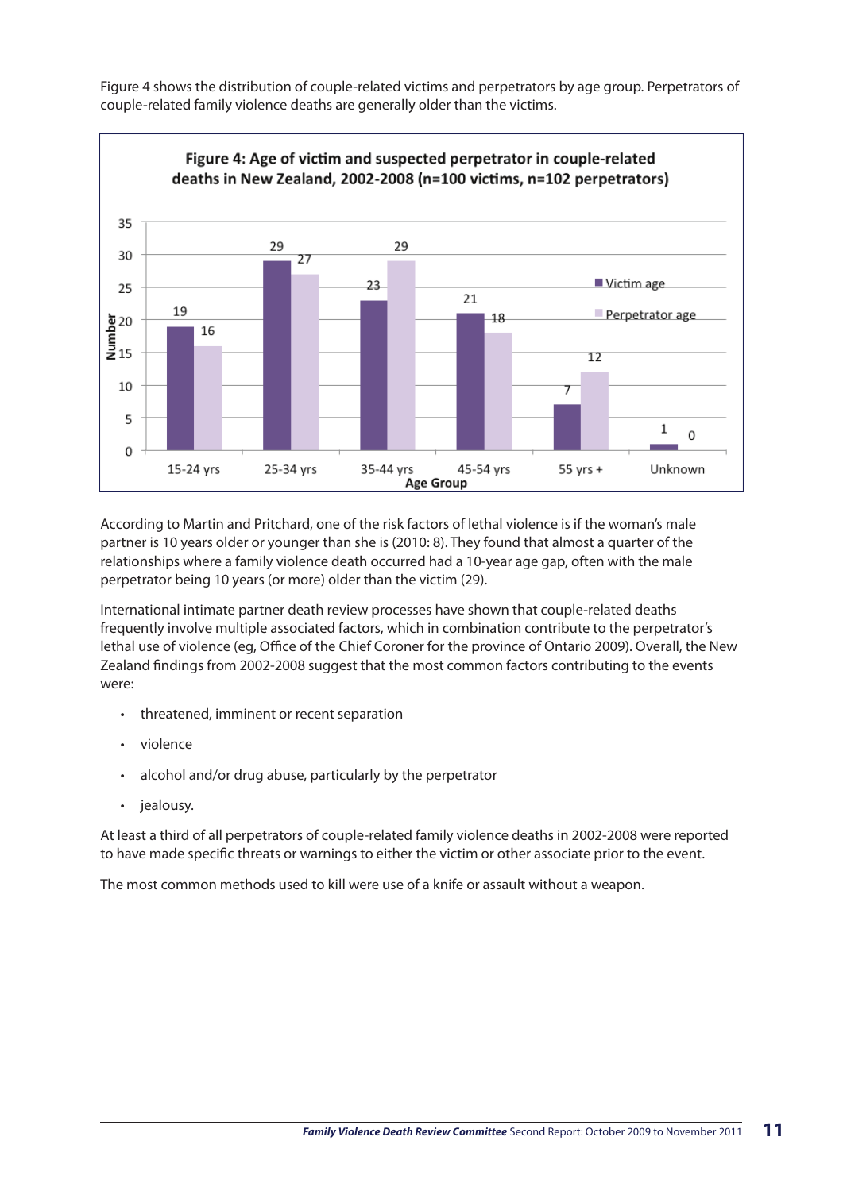Figure 4 shows the distribution of couple-related victims and perpetrators by age group. Perpetrators of couple-related family violence deaths are generally older than the victims.

**Figure 4: Age of victim and suspected perpetrator in couple-related deaths in New Zealand, 2002-2008 (n=100 victims, n=102 perpetrators)**

| Age Group | Victim age | Perpetrator age |
|---|---|---|
| 15-24 yrs | 19 | 16 |
| 25-34 yrs | 29 | 27 |
| 35-44 yrs | 23 | 29 |
| 45-54 yrs | 21 | 18 |
| 55 yrs + | 7 | 12 |
| Unknown | 1 | 0 |

According to Martin and Pritchard, one of the risk factors of lethal violence is if the woman's male partner is 10 years older or younger than she is (2010: 8). They found that almost a quarter of the relationships where a family violence death occurred had a 10-year age gap, often with the male perpetrator being 10 years (or more) older than the victim (29).

International intimate partner death review processes have shown that couple-related deaths frequently involve multiple associated factors, which in combination contribute to the perpetrator's lethal use of violence (eg, Office of the Chief Coroner for the province of Ontario 2009). Overall, the New Zealand findings from 2002-2008 suggest that the most common factors contributing to the events were:

- threatened, imminent or recent separation
- violence
- alcohol and/or drug abuse, particularly by the perpetrator
- jealousy.

At least a third of all perpetrators of couple-related family violence deaths in 2002-2008 were reported to have made specific threats or warnings to either the victim or other associate prior to the event.

The most common methods used to kill were use of a knife or assault without a weapon.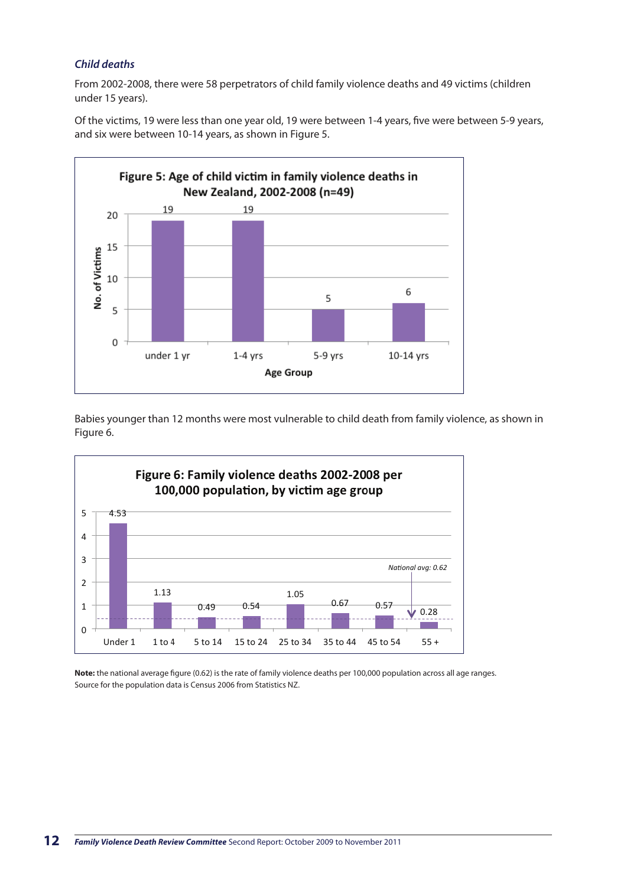*Child deaths*

From 2002-2008, there were 58 perpetrators of child family violence deaths and 49 victims (children under 15 years).

Of the victims, 19 were less than one year old, 19 were between 1-4 years, five were between 5-9 years, and six were between 10-14 years, as shown in Figure 5.

**Figure 5: Age of child victim in family violence deaths in New Zealand, 2002-2008 (n=49)**

| Age Group | No. of Victims |
|---|---|
| under 1 yr | 19 |
| 1-4 yrs | 19 |
| 5-9 yrs | 5 |
| 10-14 yrs | 6 |

Babies younger than 12 months were most vulnerable to child death from family violence, as shown in Figure 6.

**Figure 6: Family violence deaths 2002-2008 per 100,000 population, by victim age group**

| Victim age group | Deaths per 100,000 population |
|---|---|
| Under 1 | 4.53 |
| 1 to 4 | 1.13 |
| 5 to 14 | 0.49 |
| 15 to 24 | 0.54 |
| 25 to 34 | 1.05 |
| 35 to 44 | 0.67 |
| 45 to 54 | 0.57 |
| 55 + | 0.28 |

*National avg: 0.62*

**Note:** the national average figure (0.62) is the rate of family violence deaths per 100,000 population across all age ranges. Source for the population data is Census 2006 from Statistics NZ.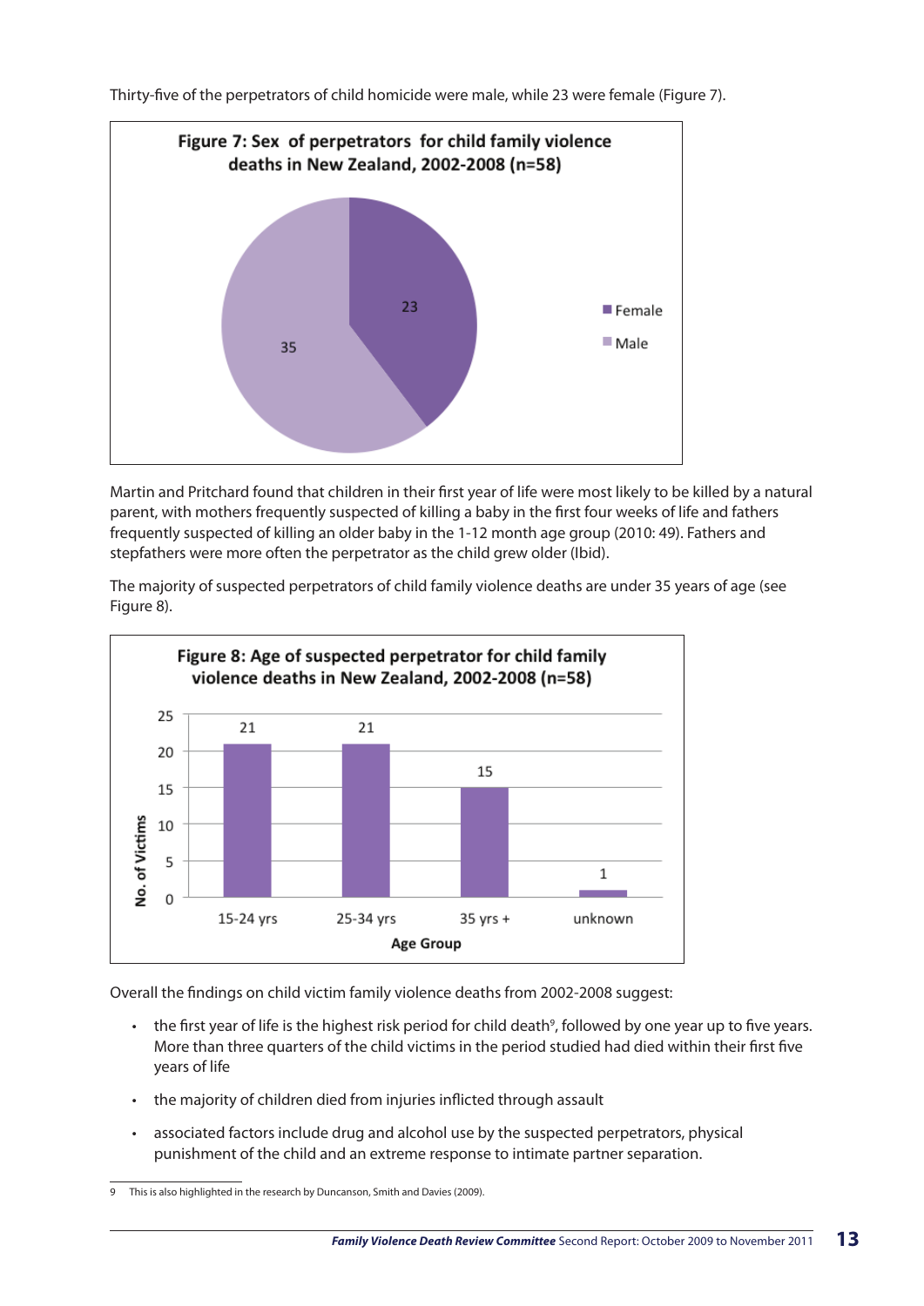Thirty-five of the perpetrators of child homicide were male, while 23 were female (Figure 7).

**Figure 7: Sex of perpetrators for child family violence deaths in New Zealand, 2002-2008 (n=58)**

| Sex | Number |
|---|---|
| Female | 23 |
| Male | 35 |

Martin and Pritchard found that children in their first year of life were most likely to be killed by a natural parent, with mothers frequently suspected of killing a baby in the first four weeks of life and fathers frequently suspected of killing an older baby in the 1-12 month age group (2010: 49). Fathers and stepfathers were more often the perpetrator as the child grew older (Ibid).

The majority of suspected perpetrators of child family violence deaths are under 35 years of age (see Figure 8).

**Figure 8: Age of suspected perpetrator for child family violence deaths in New Zealand, 2002-2008 (n=58)**

| Age Group | No. of Victims |
|---|---|
| 15-24 yrs | 21 |
| 25-34 yrs | 21 |
| 35 yrs + | 15 |
| unknown | 1 |

Overall the findings on child victim family violence deaths from 2002-2008 suggest:

- the first year of life is the highest risk period for child death[9], followed by one year up to five years. More than three quarters of the child victims in the period studied had died within their first five years of life
- the majority of children died from injuries inflicted through assault
- associated factors include drug and alcohol use by the suspected perpetrators, physical punishment of the child and an extreme response to intimate partner separation.

9 This is also highlighted in the research by Duncanson, Smith and Davies (2009).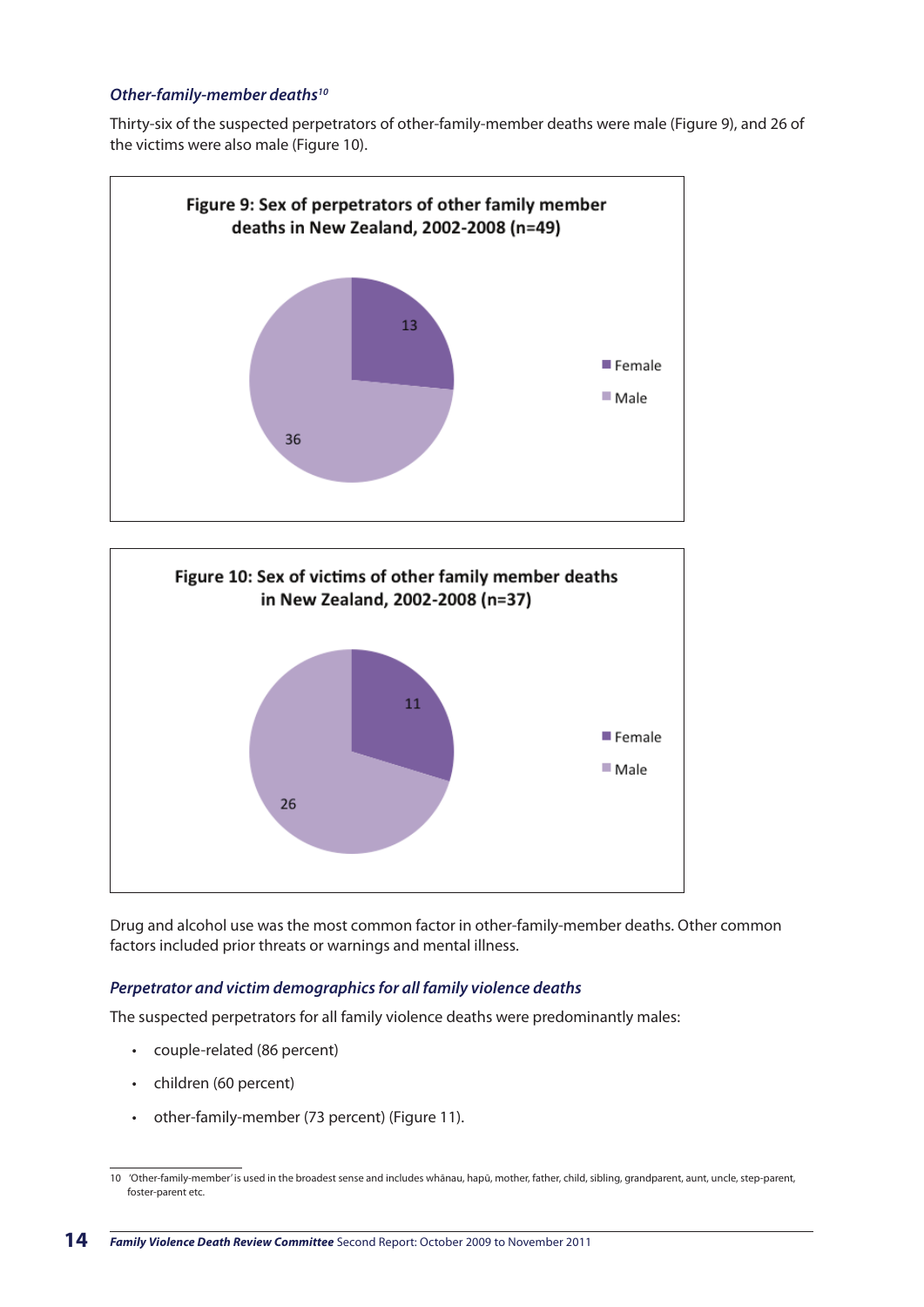### *Other-family-member deaths*[10]

Thirty-six of the suspected perpetrators of other-family-member deaths were male (Figure 9), and 26 of the victims were also male (Figure 10).

**Figure 9: Sex of perpetrators of other family member deaths in New Zealand, 2002-2008 (n=49)**

| Sex | Number |
|---|---|
| Female | 13 |
| Male | 36 |

**Figure 10: Sex of victims of other family member deaths in New Zealand, 2002-2008 (n=37)**

| Sex | Number |
|---|---|
| Female | 11 |
| Male | 26 |

Drug and alcohol use was the most common factor in other-family-member deaths. Other common factors included prior threats or warnings and mental illness.

### *Perpetrator and victim demographics for all family violence deaths*

The suspected perpetrators for all family violence deaths were predominantly males:

- couple-related (86 percent)
- children (60 percent)
- other-family-member (73 percent) (Figure 11).

10 'Other-family-member' is used in the broadest sense and includes whānau, hapū, mother, father, child, sibling, grandparent, aunt, uncle, step-parent, foster-parent etc.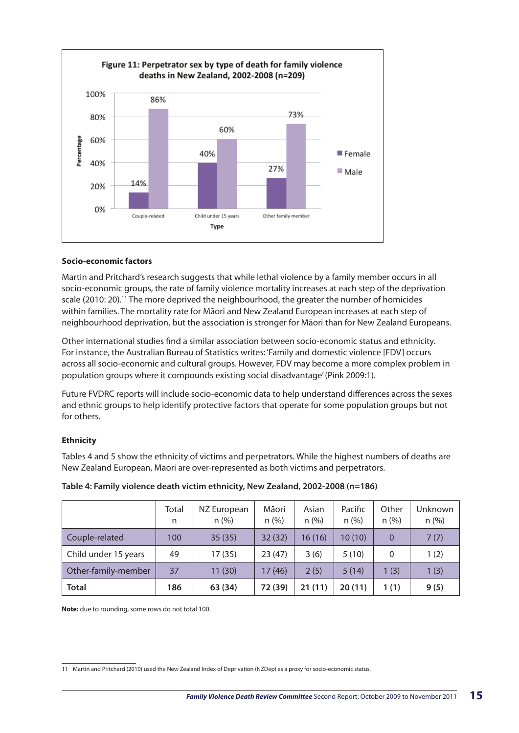**Figure 11: Perpetrator sex by type of death for family violence deaths in New Zealand, 2002-2008 (n=209)**

| Type | Female | Male |
|---|---|---|
| Couple-related | 14% | 86% |
| Child under 15 years | 40% | 60% |
| Other family member | 27% | 73% |

### Socio-economic factors

Martin and Pritchard's research suggests that while lethal violence by a family member occurs in all socio-economic groups, the rate of family violence mortality increases at each step of the deprivation scale (2010: 20).[11] The more deprived the neighbourhood, the greater the number of homicides within families. The mortality rate for Māori and New Zealand European increases at each step of neighbourhood deprivation, but the association is stronger for Māori than for New Zealand Europeans.

Other international studies find a similar association between socio-economic status and ethnicity. For instance, the Australian Bureau of Statistics writes: 'Family and domestic violence [FDV] occurs across all socio-economic and cultural groups. However, FDV may become a more complex problem in population groups where it compounds existing social disadvantage' (Pink 2009:1).

Future FVDRC reports will include socio-economic data to help understand differences across the sexes and ethnic groups to help identify protective factors that operate for some population groups but not for others.

### Ethnicity

Tables 4 and 5 show the ethnicity of victims and perpetrators. While the highest numbers of deaths are New Zealand European, Māori are over-represented as both victims and perpetrators.

**Table 4: Family violence death victim ethnicity, New Zealand, 2002-2008 (n=186)**

| | Total n | NZ European n (%) | Māori n (%) | Asian n (%) | Pacific n (%) | Other n (%) | Unknown n (%) |
|---|---|---|---|---|---|---|---|
| Couple-related | 100 | 35 (35) | 32 (32) | 16 (16) | 10 (10) | 0 | 7 (7) |
| Child under 15 years | 49 | 17 (35) | 23 (47) | 3 (6) | 5 (10) | 0 | 1 (2) |
| Other-family-member | 37 | 11 (30) | 17 (46) | 2 (5) | 5 (14) | 1 (3) | 1 (3) |
| **Total** | **186** | **63 (34)** | **72 (39)** | **21 (11)** | **20 (11)** | **1 (1)** | **9 (5)** |

**Note:** due to rounding, some rows do not total 100.

---

11 Martin and Pritchard (2010) used the New Zealand Index of Deprivation (NZDep) as a proxy for socio-economic status.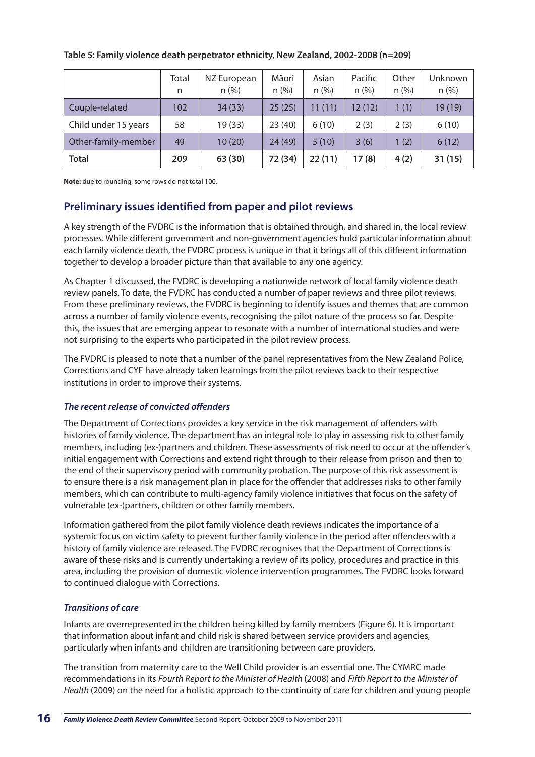**Table 5: Family violence death perpetrator ethnicity, New Zealand, 2002-2008 (n=209)**

| | Total n | NZ European n (%) | Māori n (%) | Asian n (%) | Pacific n (%) | Other n (%) | Unknown n (%) |
|---|---|---|---|---|---|---|---|
| Couple-related | 102 | 34 (33) | 25 (25) | 11 (11) | 12 (12) | 1 (1) | 19 (19) |
| Child under 15 years | 58 | 19 (33) | 23 (40) | 6 (10) | 2 (3) | 2 (3) | 6 (10) |
| Other-family-member | 49 | 10 (20) | 24 (49) | 5 (10) | 3 (6) | 1 (2) | 6 (12) |
| **Total** | **209** | **63 (30)** | **72 (34)** | **22 (11)** | **17 (8)** | **4 (2)** | **31 (15)** |

**Note:** due to rounding, some rows do not total 100.

## Preliminary issues identified from paper and pilot reviews

A key strength of the FVDRC is the information that is obtained through, and shared in, the local review processes. While different government and non-government agencies hold particular information about each family violence death, the FVDRC process is unique in that it brings all of this different information together to develop a broader picture than that available to any one agency.

As Chapter 1 discussed, the FVDRC is developing a nationwide network of local family violence death review panels. To date, the FVDRC has conducted a number of paper reviews and three pilot reviews. From these preliminary reviews, the FVDRC is beginning to identify issues and themes that are common across a number of family violence events, recognising the pilot nature of the process so far. Despite this, the issues that are emerging appear to resonate with a number of international studies and were not surprising to the experts who participated in the pilot review process.

The FVDRC is pleased to note that a number of the panel representatives from the New Zealand Police, Corrections and CYF have already taken learnings from the pilot reviews back to their respective institutions in order to improve their systems.

### *The recent release of convicted offenders*

The Department of Corrections provides a key service in the risk management of offenders with histories of family violence. The department has an integral role to play in assessing risk to other family members, including (ex-)partners and children. These assessments of risk need to occur at the offender's initial engagement with Corrections and extend right through to their release from prison and then to the end of their supervisory period with community probation. The purpose of this risk assessment is to ensure there is a risk management plan in place for the offender that addresses risks to other family members, which can contribute to multi-agency family violence initiatives that focus on the safety of vulnerable (ex-)partners, children or other family members.

Information gathered from the pilot family violence death reviews indicates the importance of a systemic focus on victim safety to prevent further family violence in the period after offenders with a history of family violence are released. The FVDRC recognises that the Department of Corrections is aware of these risks and is currently undertaking a review of its policy, procedures and practice in this area, including the provision of domestic violence intervention programmes. The FVDRC looks forward to continued dialogue with Corrections.

### *Transitions of care*

Infants are overrepresented in the children being killed by family members (Figure 6). It is important that information about infant and child risk is shared between service providers and agencies, particularly when infants and children are transitioning between care providers.

The transition from maternity care to the Well Child provider is an essential one. The CYMRC made recommendations in its *Fourth Report to the Minister of Health* (2008) and *Fifth Report to the Minister of Health* (2009) on the need for a holistic approach to the continuity of care for children and young people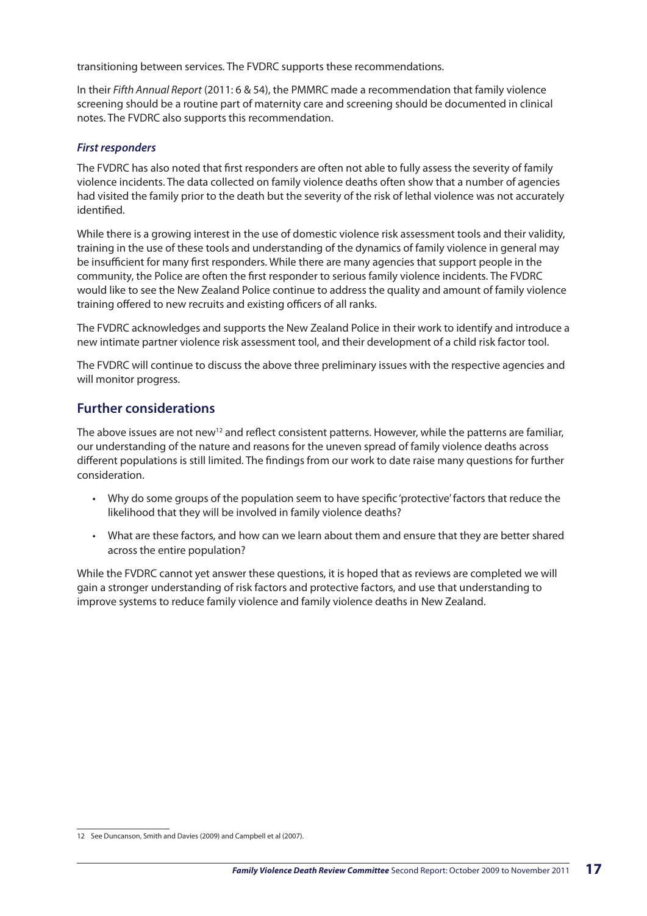transitioning between services. The FVDRC supports these recommendations.

In their *Fifth Annual Report* (2011: 6 & 54), the PMMRC made a recommendation that family violence screening should be a routine part of maternity care and screening should be documented in clinical notes. The FVDRC also supports this recommendation.

#### *First responders*

The FVDRC has also noted that first responders are often not able to fully assess the severity of family violence incidents. The data collected on family violence deaths often show that a number of agencies had visited the family prior to the death but the severity of the risk of lethal violence was not accurately identified.

While there is a growing interest in the use of domestic violence risk assessment tools and their validity, training in the use of these tools and understanding of the dynamics of family violence in general may be insufficient for many first responders. While there are many agencies that support people in the community, the Police are often the first responder to serious family violence incidents. The FVDRC would like to see the New Zealand Police continue to address the quality and amount of family violence training offered to new recruits and existing officers of all ranks.

The FVDRC acknowledges and supports the New Zealand Police in their work to identify and introduce a new intimate partner violence risk assessment tool, and their development of a child risk factor tool.

The FVDRC will continue to discuss the above three preliminary issues with the respective agencies and will monitor progress.

## Further considerations

The above issues are not new[12] and reflect consistent patterns. However, while the patterns are familiar, our understanding of the nature and reasons for the uneven spread of family violence deaths across different populations is still limited. The findings from our work to date raise many questions for further consideration.

- Why do some groups of the population seem to have specific 'protective' factors that reduce the likelihood that they will be involved in family violence deaths?
- What are these factors, and how can we learn about them and ensure that they are better shared across the entire population?

While the FVDRC cannot yet answer these questions, it is hoped that as reviews are completed we will gain a stronger understanding of risk factors and protective factors, and use that understanding to improve systems to reduce family violence and family violence deaths in New Zealand.

12 See Duncanson, Smith and Davies (2009) and Campbell et al (2007).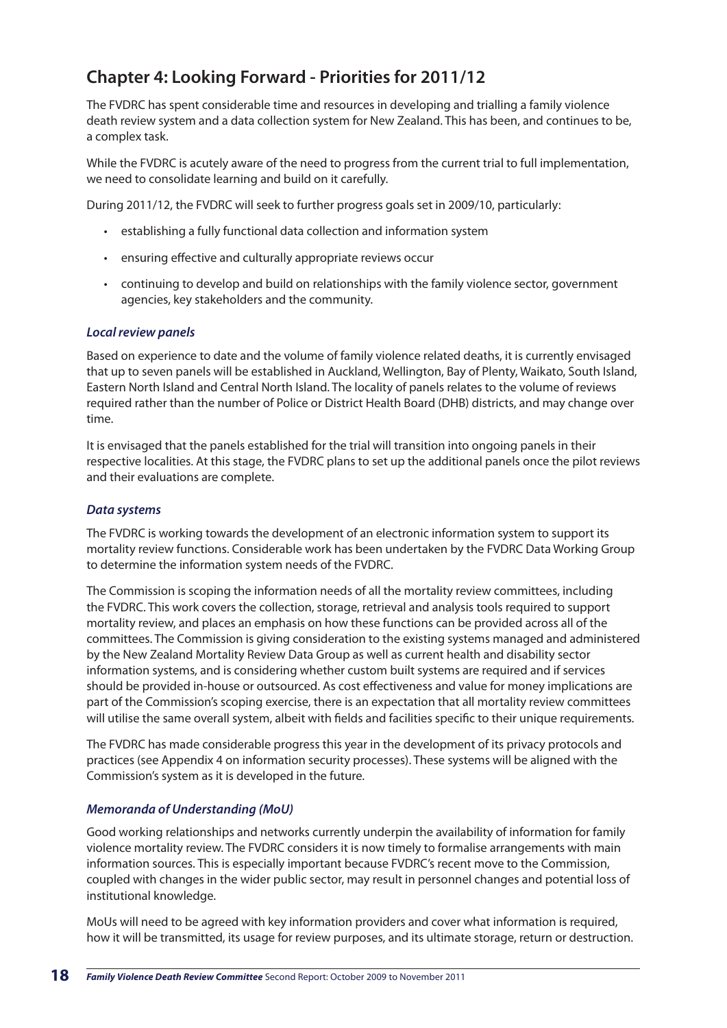## Chapter 4: Looking Forward - Priorities for 2011/12

The FVDRC has spent considerable time and resources in developing and trialling a family violence death review system and a data collection system for New Zealand. This has been, and continues to be, a complex task.

While the FVDRC is acutely aware of the need to progress from the current trial to full implementation, we need to consolidate learning and build on it carefully.

During 2011/12, the FVDRC will seek to further progress goals set in 2009/10, particularly:

- establishing a fully functional data collection and information system
- ensuring effective and culturally appropriate reviews occur
- continuing to develop and build on relationships with the family violence sector, government agencies, key stakeholders and the community.

### *Local review panels*

Based on experience to date and the volume of family violence related deaths, it is currently envisaged that up to seven panels will be established in Auckland, Wellington, Bay of Plenty, Waikato, South Island, Eastern North Island and Central North Island. The locality of panels relates to the volume of reviews required rather than the number of Police or District Health Board (DHB) districts, and may change over time.

It is envisaged that the panels established for the trial will transition into ongoing panels in their respective localities. At this stage, the FVDRC plans to set up the additional panels once the pilot reviews and their evaluations are complete.

### *Data systems*

The FVDRC is working towards the development of an electronic information system to support its mortality review functions. Considerable work has been undertaken by the FVDRC Data Working Group to determine the information system needs of the FVDRC.

The Commission is scoping the information needs of all the mortality review committees, including the FVDRC. This work covers the collection, storage, retrieval and analysis tools required to support mortality review, and places an emphasis on how these functions can be provided across all of the committees. The Commission is giving consideration to the existing systems managed and administered by the New Zealand Mortality Review Data Group as well as current health and disability sector information systems, and is considering whether custom built systems are required and if services should be provided in-house or outsourced. As cost effectiveness and value for money implications are part of the Commission's scoping exercise, there is an expectation that all mortality review committees will utilise the same overall system, albeit with fields and facilities specific to their unique requirements.

The FVDRC has made considerable progress this year in the development of its privacy protocols and practices (see Appendix 4 on information security processes). These systems will be aligned with the Commission's system as it is developed in the future.

### *Memoranda of Understanding (MoU)*

Good working relationships and networks currently underpin the availability of information for family violence mortality review. The FVDRC considers it is now timely to formalise arrangements with main information sources. This is especially important because FVDRC's recent move to the Commission, coupled with changes in the wider public sector, may result in personnel changes and potential loss of institutional knowledge.

MoUs will need to be agreed with key information providers and cover what information is required, how it will be transmitted, its usage for review purposes, and its ultimate storage, return or destruction.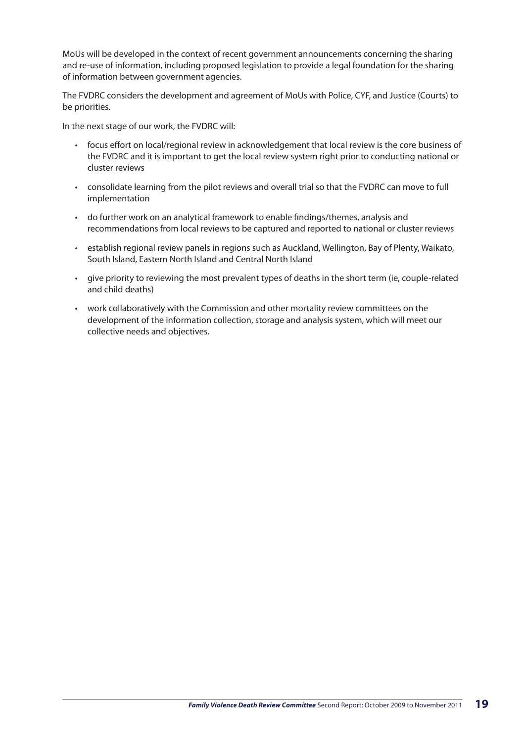MoUs will be developed in the context of recent government announcements concerning the sharing and re-use of information, including proposed legislation to provide a legal foundation for the sharing of information between government agencies.

The FVDRC considers the development and agreement of MoUs with Police, CYF, and Justice (Courts) to be priorities.

In the next stage of our work, the FVDRC will:

- focus effort on local/regional review in acknowledgement that local review is the core business of the FVDRC and it is important to get the local review system right prior to conducting national or cluster reviews
- consolidate learning from the pilot reviews and overall trial so that the FVDRC can move to full implementation
- do further work on an analytical framework to enable findings/themes, analysis and recommendations from local reviews to be captured and reported to national or cluster reviews
- establish regional review panels in regions such as Auckland, Wellington, Bay of Plenty, Waikato, South Island, Eastern North Island and Central North Island
- give priority to reviewing the most prevalent types of deaths in the short term (ie, couple-related and child deaths)
- work collaboratively with the Commission and other mortality review committees on the development of the information collection, storage and analysis system, which will meet our collective needs and objectives.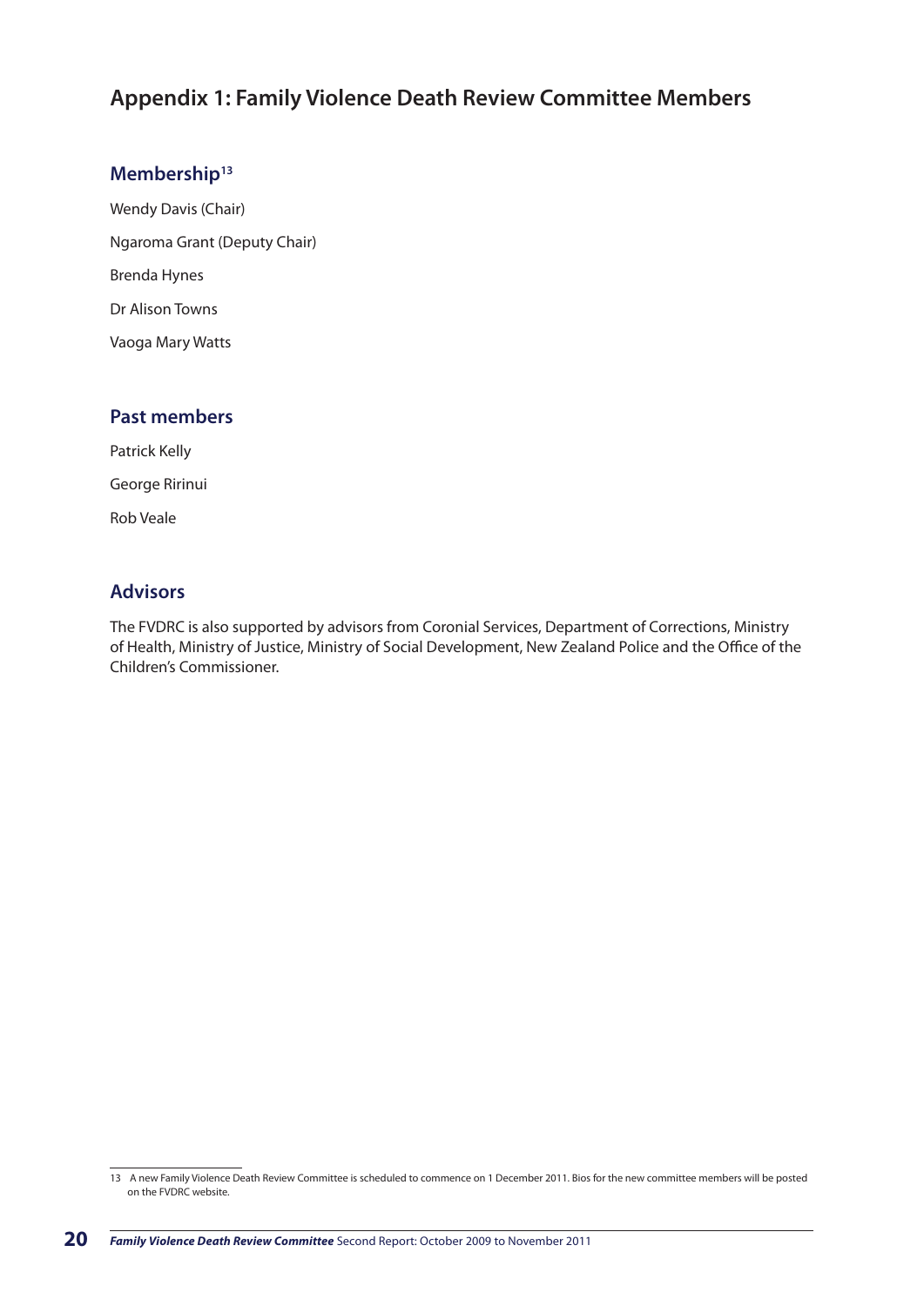# Appendix 1: Family Violence Death Review Committee Members

## Membership[13]

Wendy Davis (Chair)

Ngaroma Grant (Deputy Chair)

Brenda Hynes

Dr Alison Towns

Vaoga Mary Watts

## Past members

Patrick Kelly

George Ririnui

Rob Veale

## Advisors

The FVDRC is also supported by advisors from Coronial Services, Department of Corrections, Ministry of Health, Ministry of Justice, Ministry of Social Development, New Zealand Police and the Office of the Children's Commissioner.

---

13 A new Family Violence Death Review Committee is scheduled to commence on 1 December 2011. Bios for the new committee members will be posted on the FVDRC website.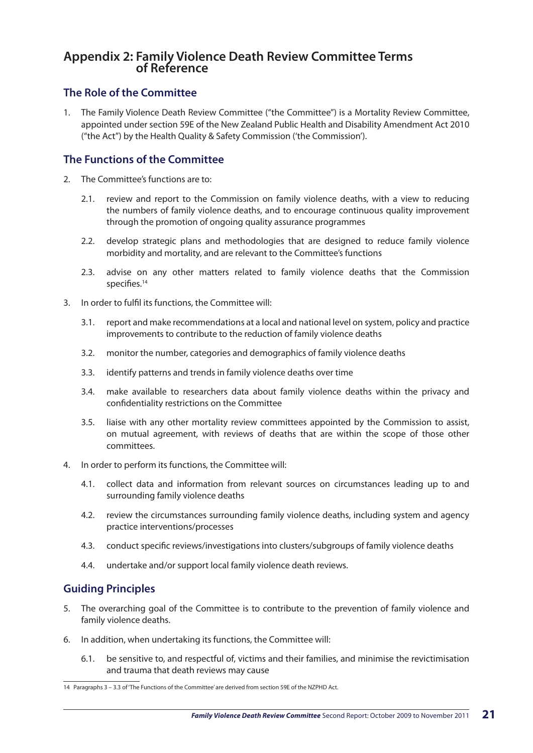# Appendix 2: Family Violence Death Review Committee Terms of Reference

## The Role of the Committee

1. The Family Violence Death Review Committee ("the Committee") is a Mortality Review Committee, appointed under section 59E of the New Zealand Public Health and Disability Amendment Act 2010 ("the Act") by the Health Quality & Safety Commission ('the Commission').

## The Functions of the Committee

2. The Committee's functions are to:

   2.1. review and report to the Commission on family violence deaths, with a view to reducing the numbers of family violence deaths, and to encourage continuous quality improvement through the promotion of ongoing quality assurance programmes

   2.2. develop strategic plans and methodologies that are designed to reduce family violence morbidity and mortality, and are relevant to the Committee's functions

   2.3. advise on any other matters related to family violence deaths that the Commission specifies.[14]

3. In order to fulfil its functions, the Committee will:

   3.1. report and make recommendations at a local and national level on system, policy and practice improvements to contribute to the reduction of family violence deaths

   3.2. monitor the number, categories and demographics of family violence deaths

   3.3. identify patterns and trends in family violence deaths over time

   3.4. make available to researchers data about family violence deaths within the privacy and confidentiality restrictions on the Committee

   3.5. liaise with any other mortality review committees appointed by the Commission to assist, on mutual agreement, with reviews of deaths that are within the scope of those other committees.

4. In order to perform its functions, the Committee will:

   4.1. collect data and information from relevant sources on circumstances leading up to and surrounding family violence deaths

   4.2. review the circumstances surrounding family violence deaths, including system and agency practice interventions/processes

   4.3. conduct specific reviews/investigations into clusters/subgroups of family violence deaths

   4.4. undertake and/or support local family violence death reviews.

## Guiding Principles

5. The overarching goal of the Committee is to contribute to the prevention of family violence and family violence deaths.

6. In addition, when undertaking its functions, the Committee will:

   6.1. be sensitive to, and respectful of, victims and their families, and minimise the revictimisation and trauma that death reviews may cause

---

14 Paragraphs 3 – 3.3 of 'The Functions of the Committee' are derived from section 59E of the NZPHD Act.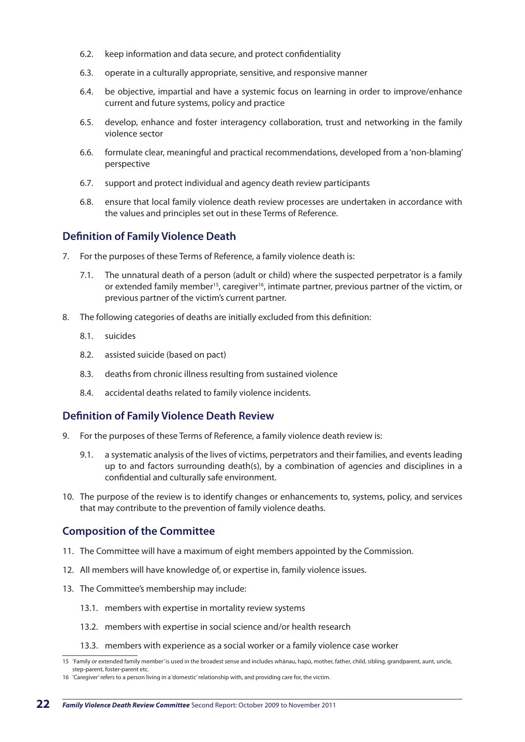6.2. keep information and data secure, and protect confidentiality

6.3. operate in a culturally appropriate, sensitive, and responsive manner

6.4. be objective, impartial and have a systemic focus on learning in order to improve/enhance current and future systems, policy and practice

6.5. develop, enhance and foster interagency collaboration, trust and networking in the family violence sector

6.6. formulate clear, meaningful and practical recommendations, developed from a 'non-blaming' perspective

6.7. support and protect individual and agency death review participants

6.8. ensure that local family violence death review processes are undertaken in accordance with the values and principles set out in these Terms of Reference.

## Definition of Family Violence Death

7. For the purposes of these Terms of Reference, a family violence death is:

   7.1. The unnatural death of a person (adult or child) where the suspected perpetrator is a family or extended family member[15], caregiver[16], intimate partner, previous partner of the victim, or previous partner of the victim's current partner.

8. The following categories of deaths are initially excluded from this definition:

   8.1. suicides

   8.2. assisted suicide (based on pact)

   8.3. deaths from chronic illness resulting from sustained violence

   8.4. accidental deaths related to family violence incidents.

## Definition of Family Violence Death Review

9. For the purposes of these Terms of Reference, a family violence death review is:

   9.1. a systematic analysis of the lives of victims, perpetrators and their families, and events leading up to and factors surrounding death(s), by a combination of agencies and disciplines in a confidential and culturally safe environment.

10. The purpose of the review is to identify changes or enhancements to, systems, policy, and services that may contribute to the prevention of family violence deaths.

## Composition of the Committee

11. The Committee will have a maximum of eight members appointed by the Commission.

12. All members will have knowledge of, or expertise in, family violence issues.

13. The Committee's membership may include:

    13.1. members with expertise in mortality review systems

    13.2. members with expertise in social science and/or health research

    13.3. members with experience as a social worker or a family violence case worker

---

15 'Family or extended family member' is used in the broadest sense and includes whānau, hapū, mother, father, child, sibling, grandparent, aunt, uncle, step-parent, foster-parent etc.

16 'Caregiver' refers to a person living in a 'domestic' relationship with, and providing care for, the victim.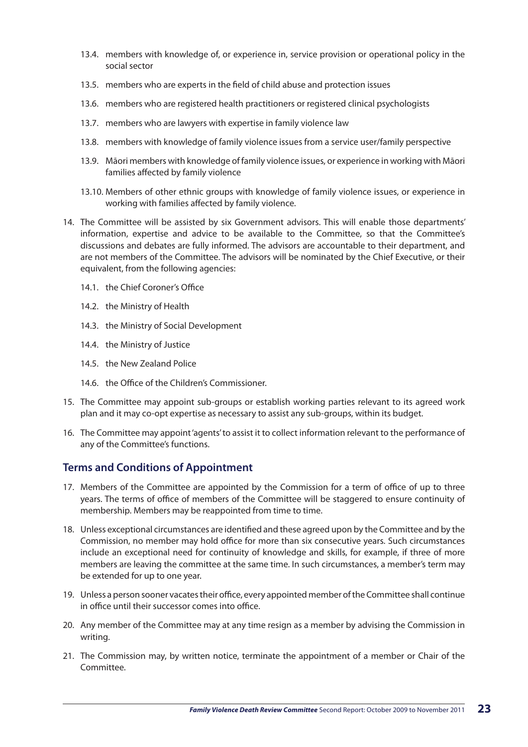13.4. members with knowledge of, or experience in, service provision or operational policy in the social sector

13.5. members who are experts in the field of child abuse and protection issues

13.6. members who are registered health practitioners or registered clinical psychologists

13.7. members who are lawyers with expertise in family violence law

13.8. members with knowledge of family violence issues from a service user/family perspective

13.9. Māori members with knowledge of family violence issues, or experience in working with Māori families affected by family violence

13.10. Members of other ethnic groups with knowledge of family violence issues, or experience in working with families affected by family violence.

14. The Committee will be assisted by six Government advisors. This will enable those departments' information, expertise and advice to be available to the Committee, so that the Committee's discussions and debates are fully informed. The advisors are accountable to their department, and are not members of the Committee. The advisors will be nominated by the Chief Executive, or their equivalent, from the following agencies:

    14.1. the Chief Coroner's Office

    14.2. the Ministry of Health

    14.3. the Ministry of Social Development

    14.4. the Ministry of Justice

    14.5. the New Zealand Police

    14.6. the Office of the Children's Commissioner.

15. The Committee may appoint sub-groups or establish working parties relevant to its agreed work plan and it may co-opt expertise as necessary to assist any sub-groups, within its budget.

16. The Committee may appoint 'agents' to assist it to collect information relevant to the performance of any of the Committee's functions.

## Terms and Conditions of Appointment

17. Members of the Committee are appointed by the Commission for a term of office of up to three years. The terms of office of members of the Committee will be staggered to ensure continuity of membership. Members may be reappointed from time to time.

18. Unless exceptional circumstances are identified and these agreed upon by the Committee and by the Commission, no member may hold office for more than six consecutive years. Such circumstances include an exceptional need for continuity of knowledge and skills, for example, if three of more members are leaving the committee at the same time. In such circumstances, a member's term may be extended for up to one year.

19. Unless a person sooner vacates their office, every appointed member of the Committee shall continue in office until their successor comes into office.

20. Any member of the Committee may at any time resign as a member by advising the Commission in writing.

21. The Commission may, by written notice, terminate the appointment of a member or Chair of the Committee.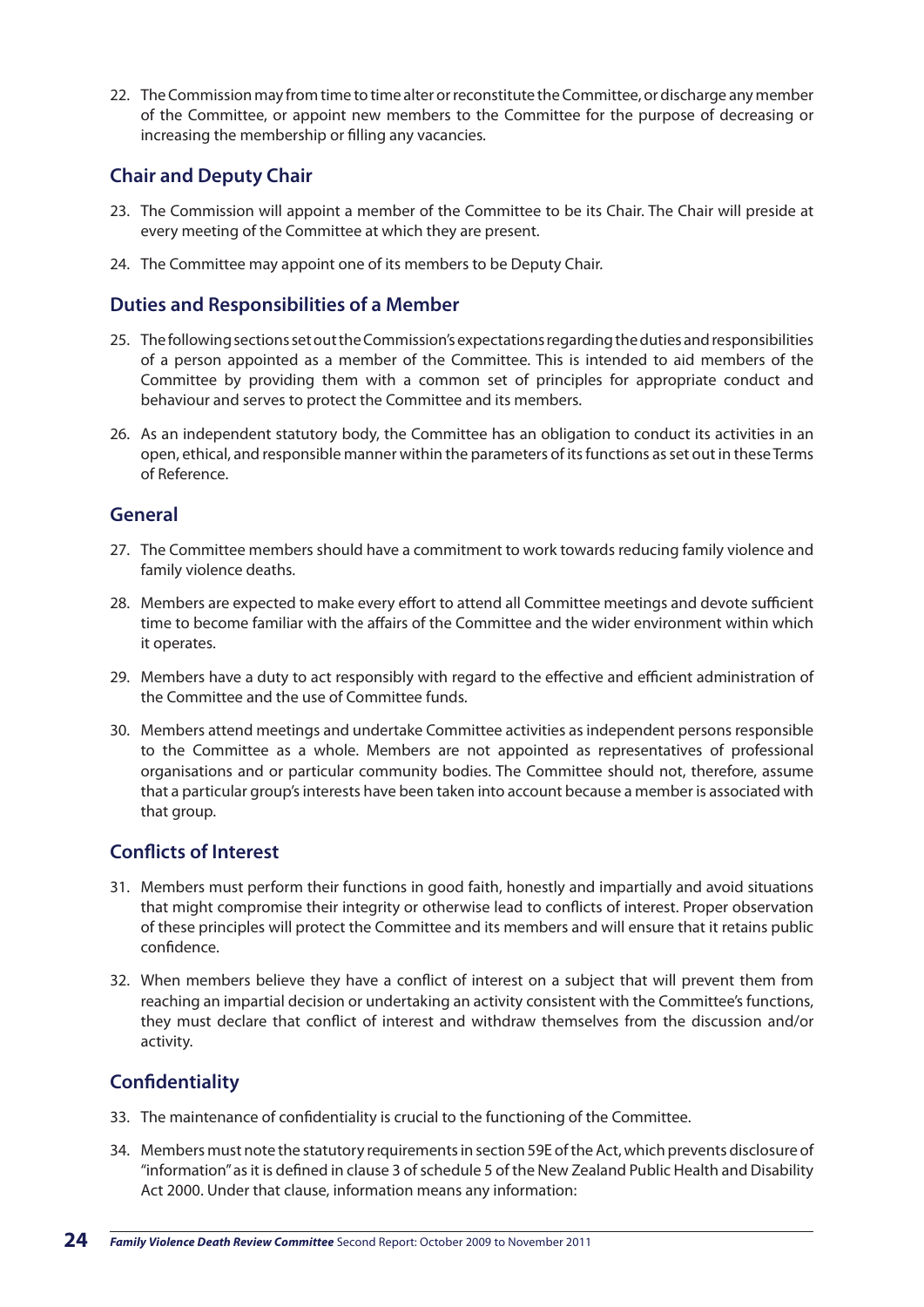22. The Commission may from time to time alter or reconstitute the Committee, or discharge any member of the Committee, or appoint new members to the Committee for the purpose of decreasing or increasing the membership or filling any vacancies.

## Chair and Deputy Chair

23. The Commission will appoint a member of the Committee to be its Chair. The Chair will preside at every meeting of the Committee at which they are present.

24. The Committee may appoint one of its members to be Deputy Chair.

## Duties and Responsibilities of a Member

25. The following sections set out the Commission's expectations regarding the duties and responsibilities of a person appointed as a member of the Committee. This is intended to aid members of the Committee by providing them with a common set of principles for appropriate conduct and behaviour and serves to protect the Committee and its members.

26. As an independent statutory body, the Committee has an obligation to conduct its activities in an open, ethical, and responsible manner within the parameters of its functions as set out in these Terms of Reference.

## General

27. The Committee members should have a commitment to work towards reducing family violence and family violence deaths.

28. Members are expected to make every effort to attend all Committee meetings and devote sufficient time to become familiar with the affairs of the Committee and the wider environment within which it operates.

29. Members have a duty to act responsibly with regard to the effective and efficient administration of the Committee and the use of Committee funds.

30. Members attend meetings and undertake Committee activities as independent persons responsible to the Committee as a whole. Members are not appointed as representatives of professional organisations and or particular community bodies. The Committee should not, therefore, assume that a particular group's interests have been taken into account because a member is associated with that group.

## Conflicts of Interest

31. Members must perform their functions in good faith, honestly and impartially and avoid situations that might compromise their integrity or otherwise lead to conflicts of interest. Proper observation of these principles will protect the Committee and its members and will ensure that it retains public confidence.

32. When members believe they have a conflict of interest on a subject that will prevent them from reaching an impartial decision or undertaking an activity consistent with the Committee's functions, they must declare that conflict of interest and withdraw themselves from the discussion and/or activity.

## Confidentiality

33. The maintenance of confidentiality is crucial to the functioning of the Committee.

34. Members must note the statutory requirements in section 59E of the Act, which prevents disclosure of "information" as it is defined in clause 3 of schedule 5 of the New Zealand Public Health and Disability Act 2000. Under that clause, information means any information: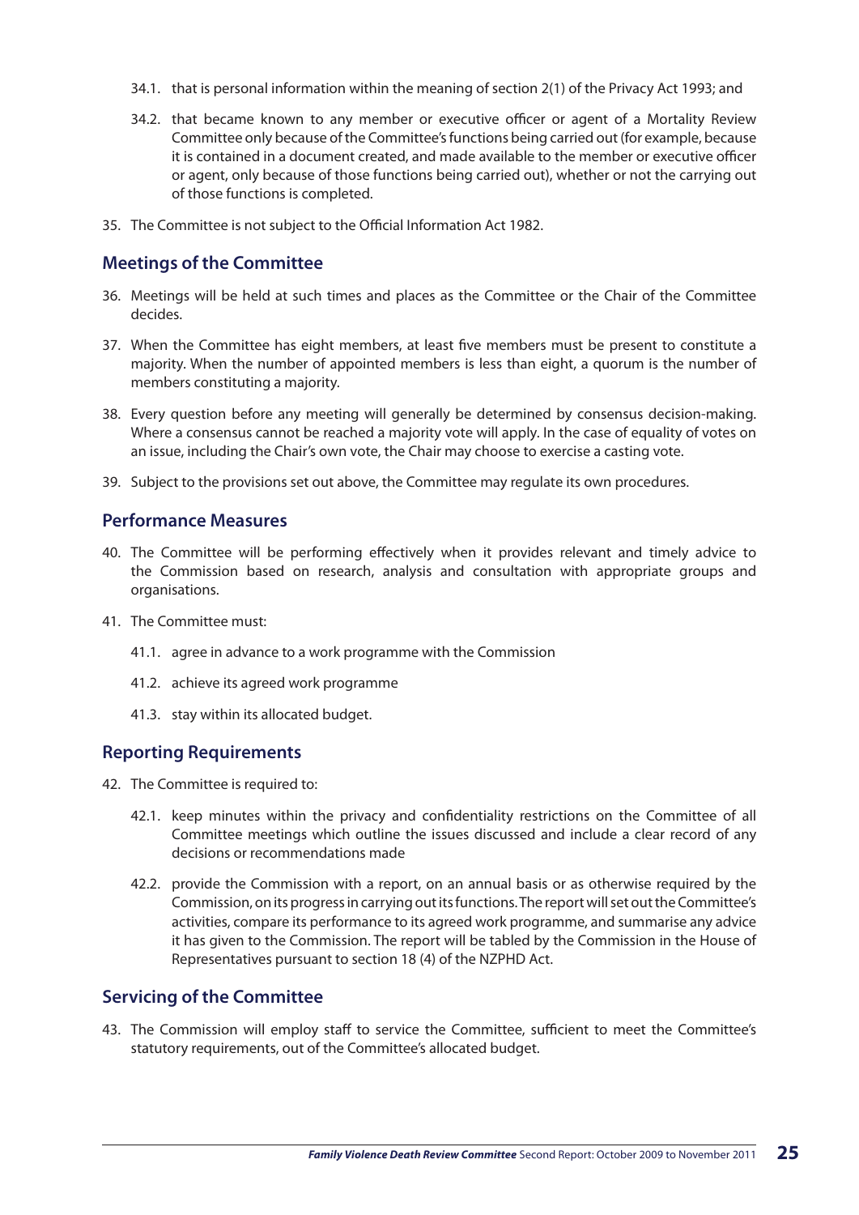34.1. that is personal information within the meaning of section 2(1) of the Privacy Act 1993; and

34.2. that became known to any member or executive officer or agent of a Mortality Review Committee only because of the Committee's functions being carried out (for example, because it is contained in a document created, and made available to the member or executive officer or agent, only because of those functions being carried out), whether or not the carrying out of those functions is completed.

35. The Committee is not subject to the Official Information Act 1982.

## Meetings of the Committee

36. Meetings will be held at such times and places as the Committee or the Chair of the Committee decides.

37. When the Committee has eight members, at least five members must be present to constitute a majority. When the number of appointed members is less than eight, a quorum is the number of members constituting a majority.

38. Every question before any meeting will generally be determined by consensus decision-making. Where a consensus cannot be reached a majority vote will apply. In the case of equality of votes on an issue, including the Chair's own vote, the Chair may choose to exercise a casting vote.

39. Subject to the provisions set out above, the Committee may regulate its own procedures.

## Performance Measures

40. The Committee will be performing effectively when it provides relevant and timely advice to the Commission based on research, analysis and consultation with appropriate groups and organisations.

41. The Committee must:

    41.1. agree in advance to a work programme with the Commission

    41.2. achieve its agreed work programme

    41.3. stay within its allocated budget.

## Reporting Requirements

42. The Committee is required to:

    42.1. keep minutes within the privacy and confidentiality restrictions on the Committee of all Committee meetings which outline the issues discussed and include a clear record of any decisions or recommendations made

    42.2. provide the Commission with a report, on an annual basis or as otherwise required by the Commission, on its progress in carrying out its functions. The report will set out the Committee's activities, compare its performance to its agreed work programme, and summarise any advice it has given to the Commission. The report will be tabled by the Commission in the House of Representatives pursuant to section 18 (4) of the NZPHD Act.

## Servicing of the Committee

43. The Commission will employ staff to service the Committee, sufficient to meet the Committee's statutory requirements, out of the Committee's allocated budget.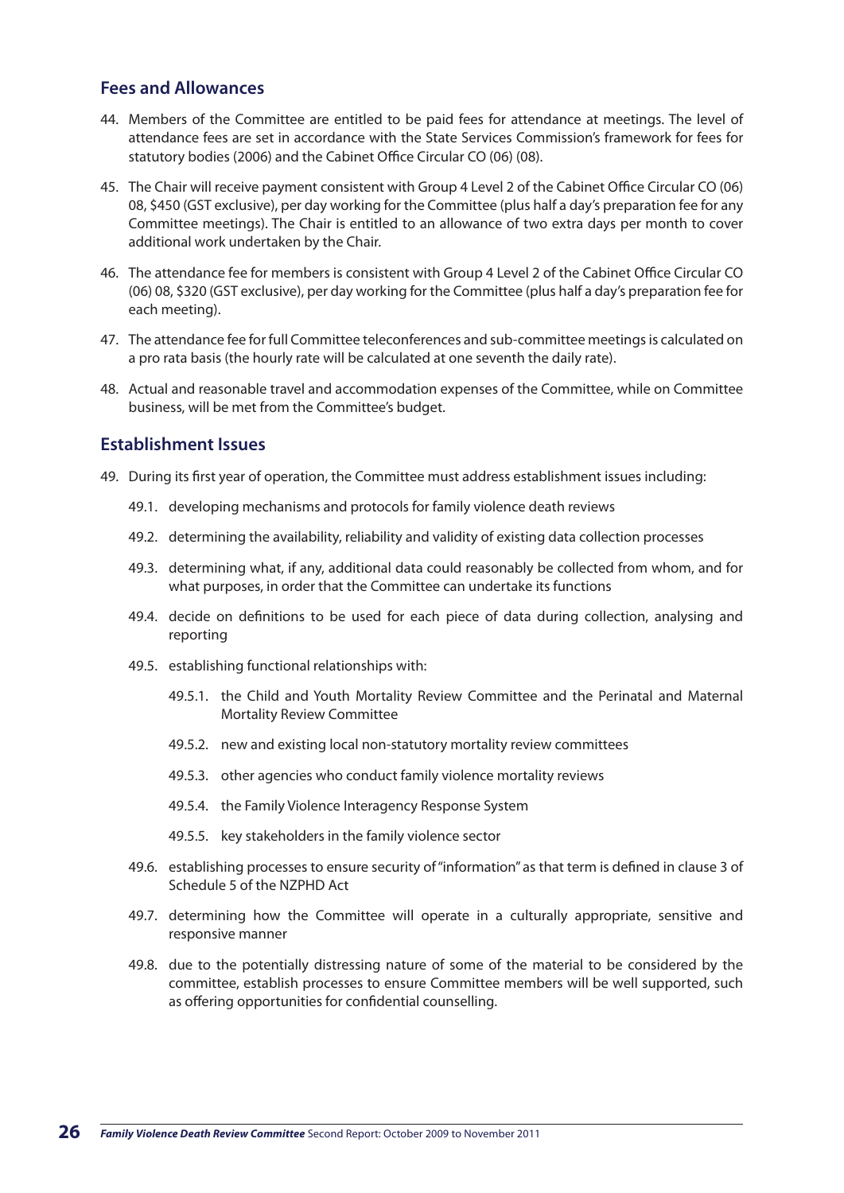## Fees and Allowances

44. Members of the Committee are entitled to be paid fees for attendance at meetings. The level of attendance fees are set in accordance with the State Services Commission's framework for fees for statutory bodies (2006) and the Cabinet Office Circular CO (06) (08).

45. The Chair will receive payment consistent with Group 4 Level 2 of the Cabinet Office Circular CO (06) 08, $450 (GST exclusive), per day working for the Committee (plus half a day's preparation fee for any Committee meetings). The Chair is entitled to an allowance of two extra days per month to cover additional work undertaken by the Chair.

46. The attendance fee for members is consistent with Group 4 Level 2 of the Cabinet Office Circular CO (06) 08, $320 (GST exclusive), per day working for the Committee (plus half a day's preparation fee for each meeting).

47. The attendance fee for full Committee teleconferences and sub-committee meetings is calculated on a pro rata basis (the hourly rate will be calculated at one seventh the daily rate).

48. Actual and reasonable travel and accommodation expenses of the Committee, while on Committee business, will be met from the Committee's budget.

## Establishment Issues

49. During its first year of operation, the Committee must address establishment issues including:

    49.1. developing mechanisms and protocols for family violence death reviews

    49.2. determining the availability, reliability and validity of existing data collection processes

    49.3. determining what, if any, additional data could reasonably be collected from whom, and for what purposes, in order that the Committee can undertake its functions

    49.4. decide on definitions to be used for each piece of data during collection, analysing and reporting

    49.5. establishing functional relationships with:

        49.5.1. the Child and Youth Mortality Review Committee and the Perinatal and Maternal Mortality Review Committee

        49.5.2. new and existing local non-statutory mortality review committees

        49.5.3. other agencies who conduct family violence mortality reviews

        49.5.4. the Family Violence Interagency Response System

        49.5.5. key stakeholders in the family violence sector

    49.6. establishing processes to ensure security of "information" as that term is defined in clause 3 of Schedule 5 of the NZPHD Act

    49.7. determining how the Committee will operate in a culturally appropriate, sensitive and responsive manner

    49.8. due to the potentially distressing nature of some of the material to be considered by the committee, establish processes to ensure Committee members will be well supported, such as offering opportunities for confidential counselling.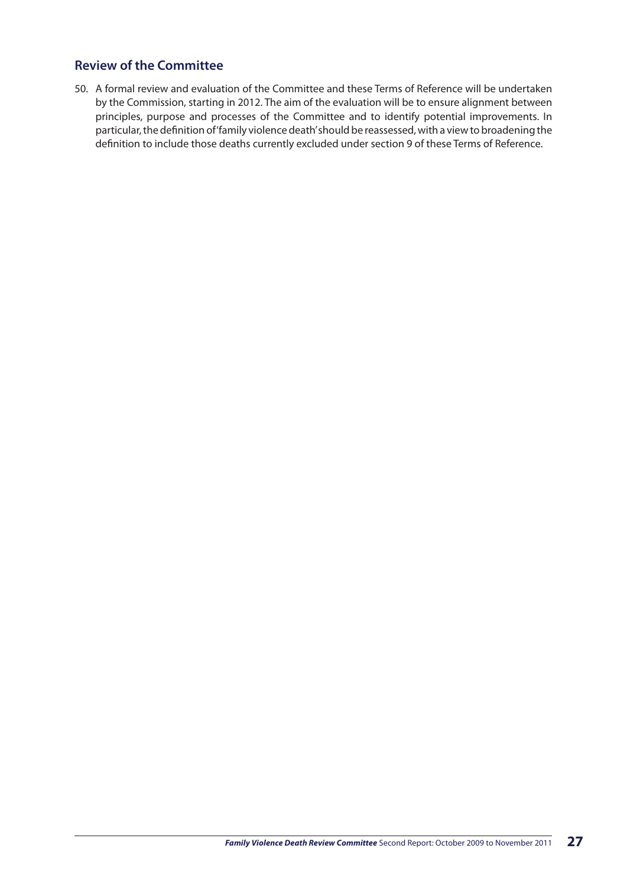## Review of the Committee

50. A formal review and evaluation of the Committee and these Terms of Reference will be undertaken by the Commission, starting in 2012. The aim of the evaluation will be to ensure alignment between principles, purpose and processes of the Committee and to identify potential improvements. In particular, the definition of 'family violence death' should be reassessed, with a view to broadening the definition to include those deaths currently excluded under section 9 of these Terms of Reference.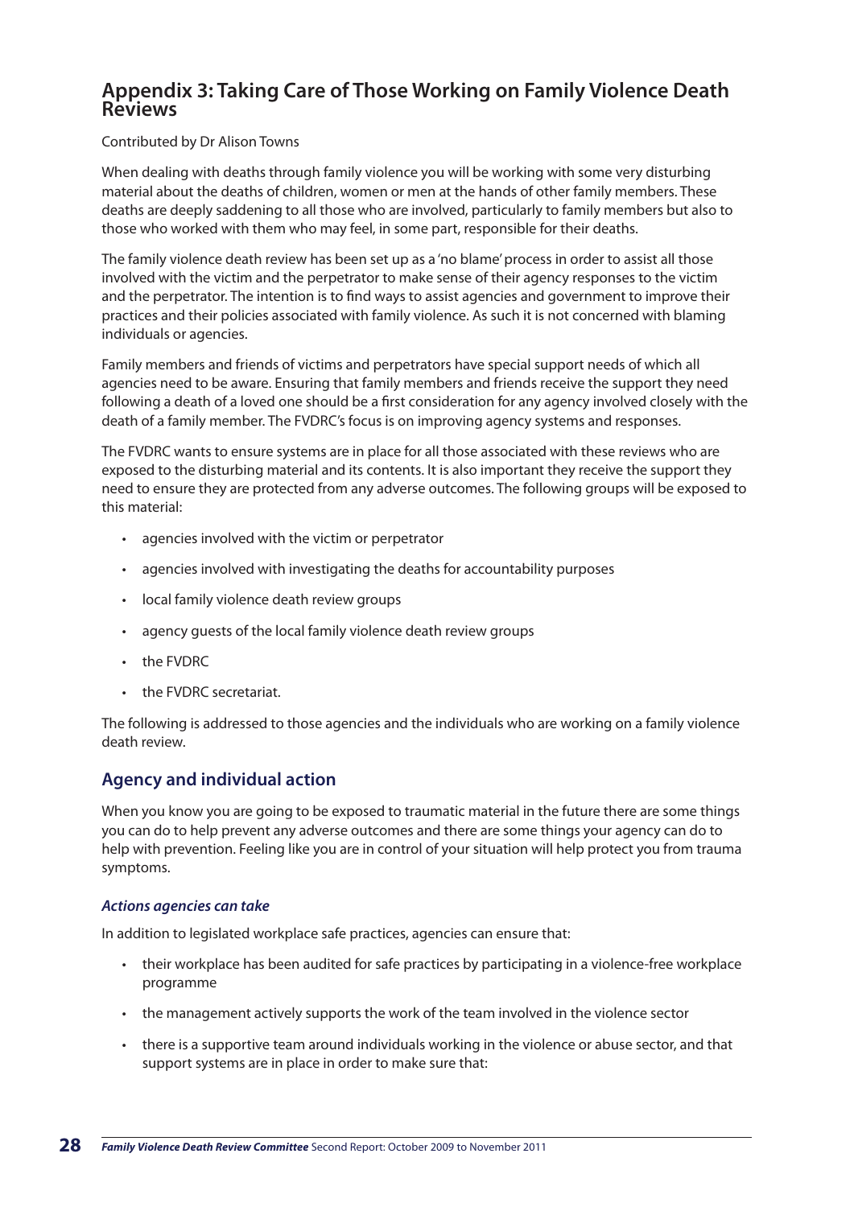## Appendix 3: Taking Care of Those Working on Family Violence Death Reviews

Contributed by Dr Alison Towns

When dealing with deaths through family violence you will be working with some very disturbing material about the deaths of children, women or men at the hands of other family members. These deaths are deeply saddening to all those who are involved, particularly to family members but also to those who worked with them who may feel, in some part, responsible for their deaths.

The family violence death review has been set up as a 'no blame' process in order to assist all those involved with the victim and the perpetrator to make sense of their agency responses to the victim and the perpetrator. The intention is to find ways to assist agencies and government to improve their practices and their policies associated with family violence. As such it is not concerned with blaming individuals or agencies.

Family members and friends of victims and perpetrators have special support needs of which all agencies need to be aware. Ensuring that family members and friends receive the support they need following a death of a loved one should be a first consideration for any agency involved closely with the death of a family member. The FVDRC's focus is on improving agency systems and responses.

The FVDRC wants to ensure systems are in place for all those associated with these reviews who are exposed to the disturbing material and its contents. It is also important they receive the support they need to ensure they are protected from any adverse outcomes. The following groups will be exposed to this material:

- agencies involved with the victim or perpetrator
- agencies involved with investigating the deaths for accountability purposes
- local family violence death review groups
- agency guests of the local family violence death review groups
- the FVDRC
- the FVDRC secretariat.

The following is addressed to those agencies and the individuals who are working on a family violence death review.

### Agency and individual action

When you know you are going to be exposed to traumatic material in the future there are some things you can do to help prevent any adverse outcomes and there are some things your agency can do to help with prevention. Feeling like you are in control of your situation will help protect you from trauma symptoms.

#### *Actions agencies can take*

In addition to legislated workplace safe practices, agencies can ensure that:

- their workplace has been audited for safe practices by participating in a violence-free workplace programme
- the management actively supports the work of the team involved in the violence sector
- there is a supportive team around individuals working in the violence or abuse sector, and that support systems are in place in order to make sure that: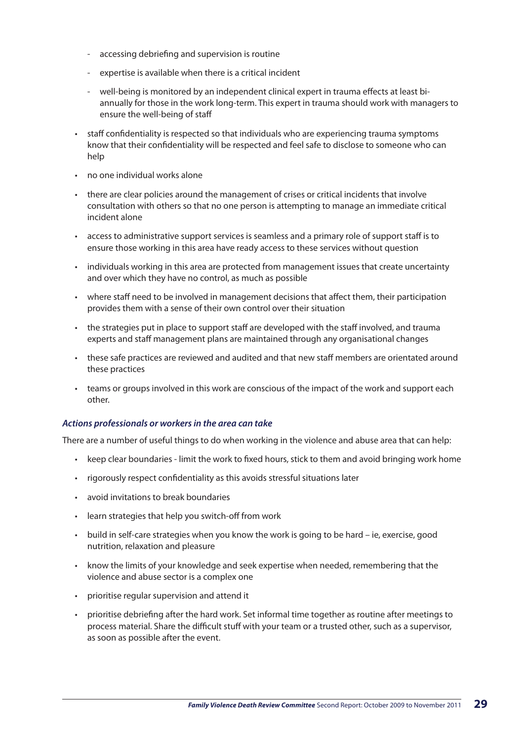- accessing debriefing and supervision is routine
  - expertise is available when there is a critical incident
  - well-being is monitored by an independent clinical expert in trauma effects at least bi-annually for those in the work long-term. This expert in trauma should work with managers to ensure the well-being of staff

- staff confidentiality is respected so that individuals who are experiencing trauma symptoms know that their confidentiality will be respected and feel safe to disclose to someone who can help
- no one individual works alone
- there are clear policies around the management of crises or critical incidents that involve consultation with others so that no one person is attempting to manage an immediate critical incident alone
- access to administrative support services is seamless and a primary role of support staff is to ensure those working in this area have ready access to these services without question
- individuals working in this area are protected from management issues that create uncertainty and over which they have no control, as much as possible
- where staff need to be involved in management decisions that affect them, their participation provides them with a sense of their own control over their situation
- the strategies put in place to support staff are developed with the staff involved, and trauma experts and staff management plans are maintained through any organisational changes
- these safe practices are reviewed and audited and that new staff members are orientated around these practices
- teams or groups involved in this work are conscious of the impact of the work and support each other.

#### *Actions professionals or workers in the area can take*

There are a number of useful things to do when working in the violence and abuse area that can help:

- keep clear boundaries - limit the work to fixed hours, stick to them and avoid bringing work home
- rigorously respect confidentiality as this avoids stressful situations later
- avoid invitations to break boundaries
- learn strategies that help you switch-off from work
- build in self-care strategies when you know the work is going to be hard – ie, exercise, good nutrition, relaxation and pleasure
- know the limits of your knowledge and seek expertise when needed, remembering that the violence and abuse sector is a complex one
- prioritise regular supervision and attend it
- prioritise debriefing after the hard work. Set informal time together as routine after meetings to process material. Share the difficult stuff with your team or a trusted other, such as a supervisor, as soon as possible after the event.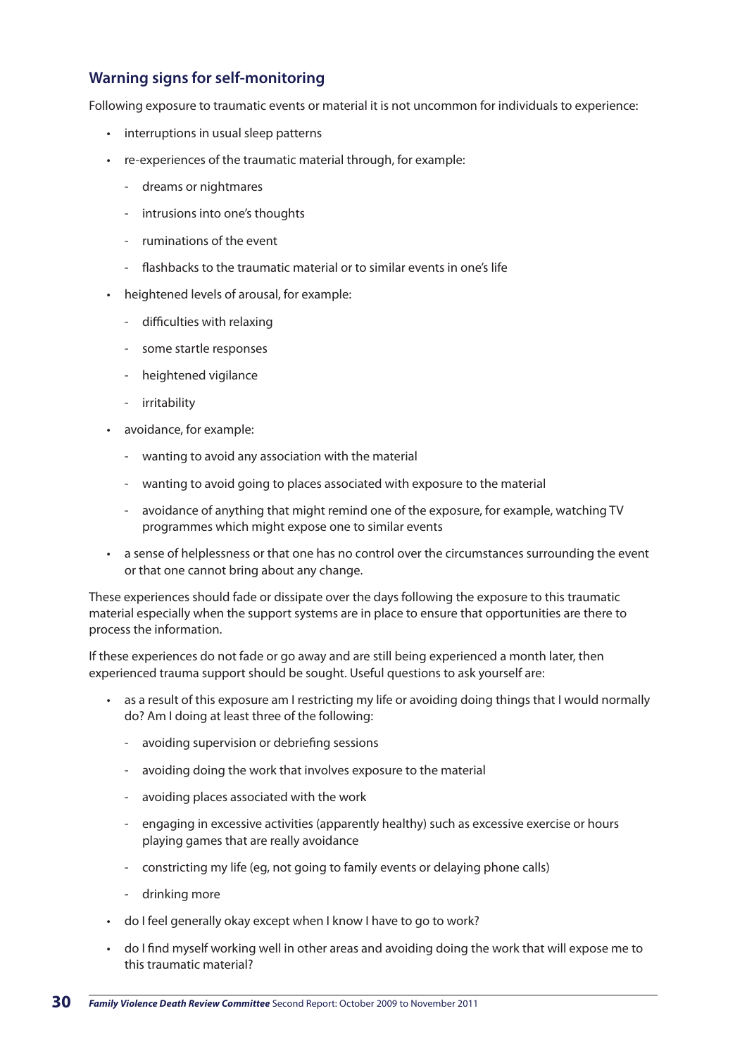## Warning signs for self-monitoring

Following exposure to traumatic events or material it is not uncommon for individuals to experience:

- interruptions in usual sleep patterns
- re-experiences of the traumatic material through, for example:
  - dreams or nightmares
  - intrusions into one's thoughts
  - ruminations of the event
  - flashbacks to the traumatic material or to similar events in one's life
- heightened levels of arousal, for example:
  - difficulties with relaxing
  - some startle responses
  - heightened vigilance
  - irritability
- avoidance, for example:
  - wanting to avoid any association with the material
  - wanting to avoid going to places associated with exposure to the material
  - avoidance of anything that might remind one of the exposure, for example, watching TV programmes which might expose one to similar events
- a sense of helplessness or that one has no control over the circumstances surrounding the event or that one cannot bring about any change.

These experiences should fade or dissipate over the days following the exposure to this traumatic material especially when the support systems are in place to ensure that opportunities are there to process the information.

If these experiences do not fade or go away and are still being experienced a month later, then experienced trauma support should be sought. Useful questions to ask yourself are:

- as a result of this exposure am I restricting my life or avoiding doing things that I would normally do? Am I doing at least three of the following:
  - avoiding supervision or debriefing sessions
  - avoiding doing the work that involves exposure to the material
  - avoiding places associated with the work
  - engaging in excessive activities (apparently healthy) such as excessive exercise or hours playing games that are really avoidance
  - constricting my life (eg, not going to family events or delaying phone calls)
  - drinking more
- do I feel generally okay except when I know I have to go to work?
- do I find myself working well in other areas and avoiding doing the work that will expose me to this traumatic material?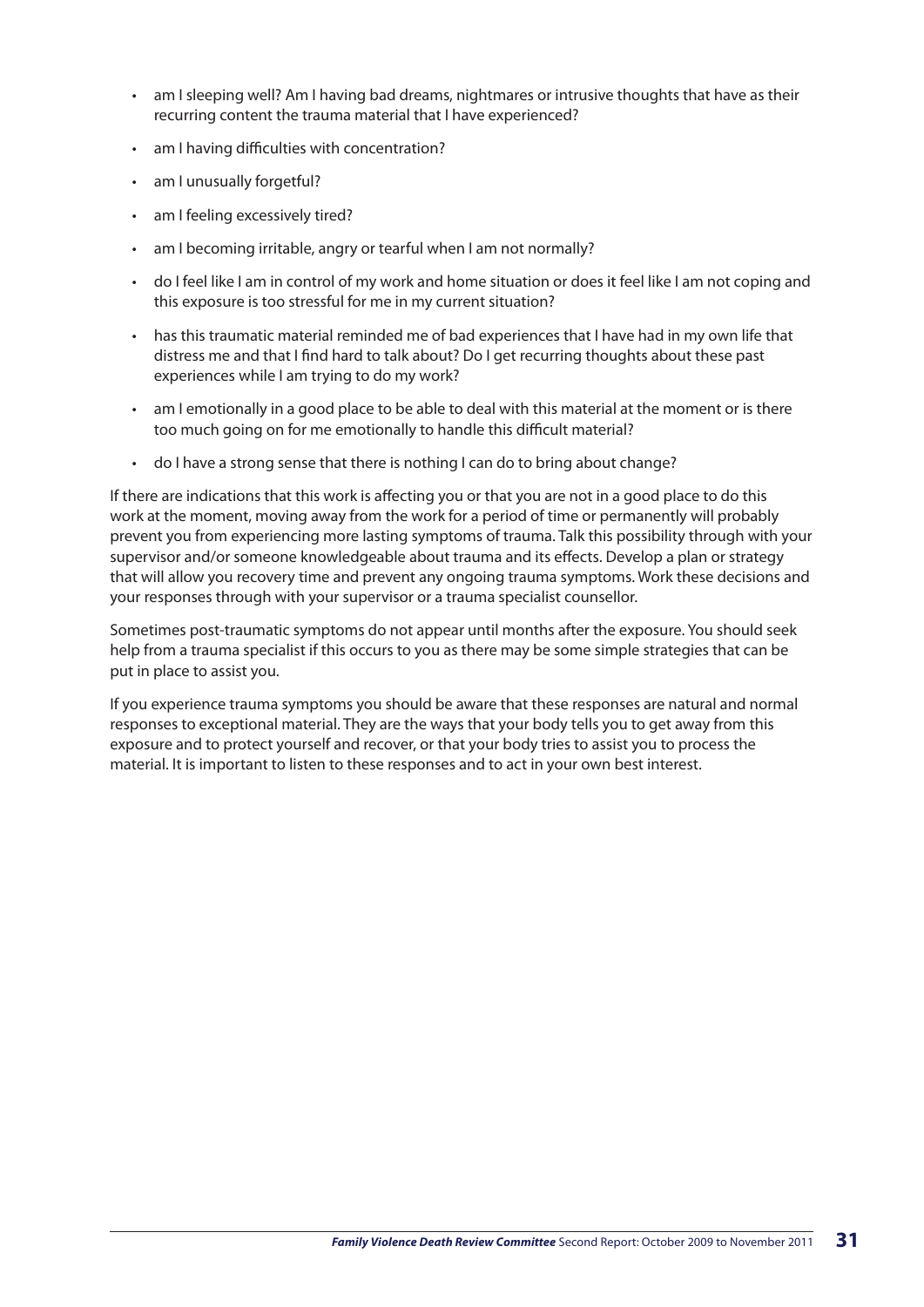- am I sleeping well? Am I having bad dreams, nightmares or intrusive thoughts that have as their recurring content the trauma material that I have experienced?
- am I having difficulties with concentration?
- am I unusually forgetful?
- am I feeling excessively tired?
- am I becoming irritable, angry or tearful when I am not normally?
- do I feel like I am in control of my work and home situation or does it feel like I am not coping and this exposure is too stressful for me in my current situation?
- has this traumatic material reminded me of bad experiences that I have had in my own life that distress me and that I find hard to talk about? Do I get recurring thoughts about these past experiences while I am trying to do my work?
- am I emotionally in a good place to be able to deal with this material at the moment or is there too much going on for me emotionally to handle this difficult material?
- do I have a strong sense that there is nothing I can do to bring about change?

If there are indications that this work is affecting you or that you are not in a good place to do this work at the moment, moving away from the work for a period of time or permanently will probably prevent you from experiencing more lasting symptoms of trauma. Talk this possibility through with your supervisor and/or someone knowledgeable about trauma and its effects. Develop a plan or strategy that will allow you recovery time and prevent any ongoing trauma symptoms. Work these decisions and your responses through with your supervisor or a trauma specialist counsellor.

Sometimes post-traumatic symptoms do not appear until months after the exposure. You should seek help from a trauma specialist if this occurs to you as there may be some simple strategies that can be put in place to assist you.

If you experience trauma symptoms you should be aware that these responses are natural and normal responses to exceptional material. They are the ways that your body tells you to get away from this exposure and to protect yourself and recover, or that your body tries to assist you to process the material. It is important to listen to these responses and to act in your own best interest.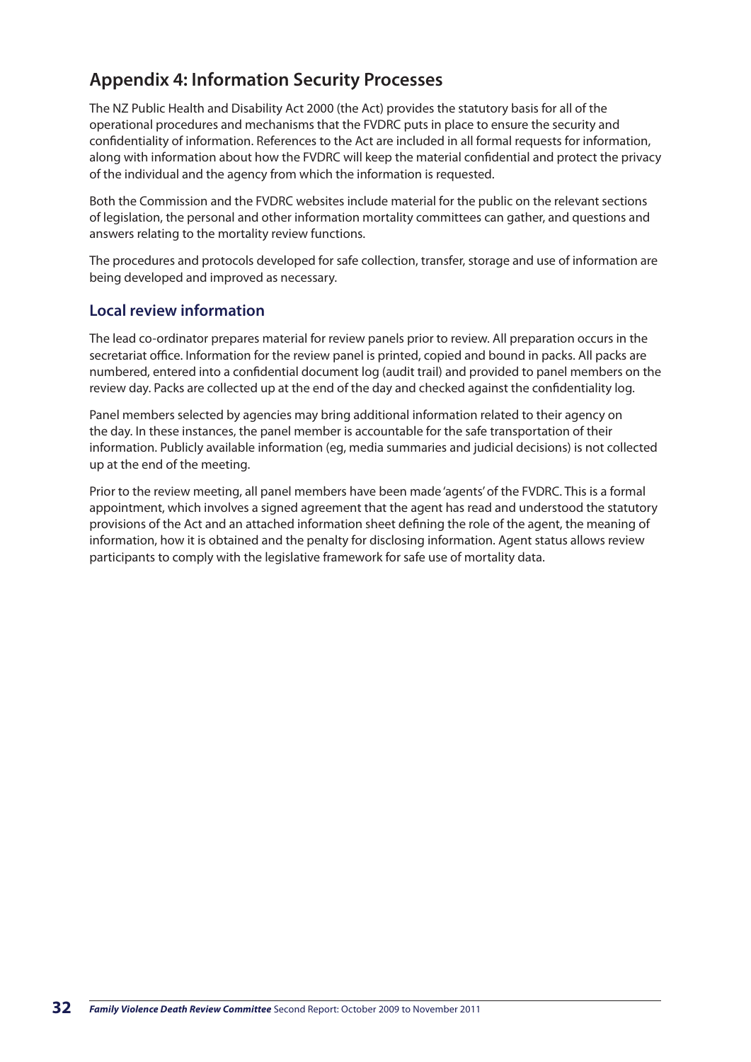## Appendix 4: Information Security Processes

The NZ Public Health and Disability Act 2000 (the Act) provides the statutory basis for all of the operational procedures and mechanisms that the FVDRC puts in place to ensure the security and confidentiality of information. References to the Act are included in all formal requests for information, along with information about how the FVDRC will keep the material confidential and protect the privacy of the individual and the agency from which the information is requested.

Both the Commission and the FVDRC websites include material for the public on the relevant sections of legislation, the personal and other information mortality committees can gather, and questions and answers relating to the mortality review functions.

The procedures and protocols developed for safe collection, transfer, storage and use of information are being developed and improved as necessary.

### Local review information

The lead co-ordinator prepares material for review panels prior to review. All preparation occurs in the secretariat office. Information for the review panel is printed, copied and bound in packs. All packs are numbered, entered into a confidential document log (audit trail) and provided to panel members on the review day. Packs are collected up at the end of the day and checked against the confidentiality log.

Panel members selected by agencies may bring additional information related to their agency on the day. In these instances, the panel member is accountable for the safe transportation of their information. Publicly available information (eg, media summaries and judicial decisions) is not collected up at the end of the meeting.

Prior to the review meeting, all panel members have been made 'agents' of the FVDRC. This is a formal appointment, which involves a signed agreement that the agent has read and understood the statutory provisions of the Act and an attached information sheet defining the role of the agent, the meaning of information, how it is obtained and the penalty for disclosing information. Agent status allows review participants to comply with the legislative framework for safe use of mortality data.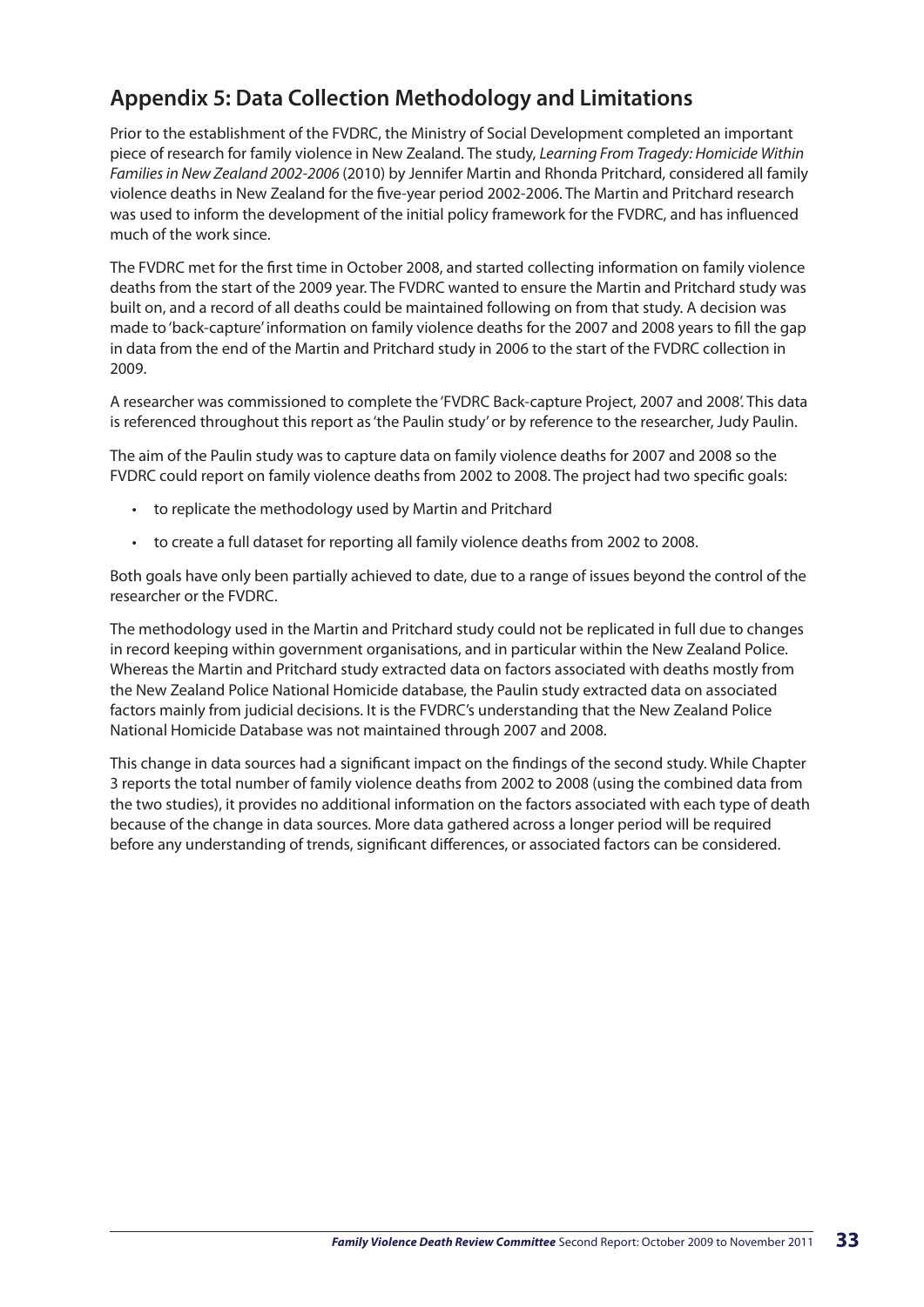## Appendix 5: Data Collection Methodology and Limitations

Prior to the establishment of the FVDRC, the Ministry of Social Development completed an important piece of research for family violence in New Zealand. The study, *Learning From Tragedy: Homicide Within Families in New Zealand 2002-2006* (2010) by Jennifer Martin and Rhonda Pritchard, considered all family violence deaths in New Zealand for the five-year period 2002-2006. The Martin and Pritchard research was used to inform the development of the initial policy framework for the FVDRC, and has influenced much of the work since.

The FVDRC met for the first time in October 2008, and started collecting information on family violence deaths from the start of the 2009 year. The FVDRC wanted to ensure the Martin and Pritchard study was built on, and a record of all deaths could be maintained following on from that study. A decision was made to 'back-capture' information on family violence deaths for the 2007 and 2008 years to fill the gap in data from the end of the Martin and Pritchard study in 2006 to the start of the FVDRC collection in 2009.

A researcher was commissioned to complete the 'FVDRC Back-capture Project, 2007 and 2008'. This data is referenced throughout this report as 'the Paulin study' or by reference to the researcher, Judy Paulin.

The aim of the Paulin study was to capture data on family violence deaths for 2007 and 2008 so the FVDRC could report on family violence deaths from 2002 to 2008. The project had two specific goals:

- to replicate the methodology used by Martin and Pritchard
- to create a full dataset for reporting all family violence deaths from 2002 to 2008.

Both goals have only been partially achieved to date, due to a range of issues beyond the control of the researcher or the FVDRC.

The methodology used in the Martin and Pritchard study could not be replicated in full due to changes in record keeping within government organisations, and in particular within the New Zealand Police. Whereas the Martin and Pritchard study extracted data on factors associated with deaths mostly from the New Zealand Police National Homicide database, the Paulin study extracted data on associated factors mainly from judicial decisions. It is the FVDRC's understanding that the New Zealand Police National Homicide Database was not maintained through 2007 and 2008.

This change in data sources had a significant impact on the findings of the second study. While Chapter 3 reports the total number of family violence deaths from 2002 to 2008 (using the combined data from the two studies), it provides no additional information on the factors associated with each type of death because of the change in data sources. More data gathered across a longer period will be required before any understanding of trends, significant differences, or associated factors can be considered.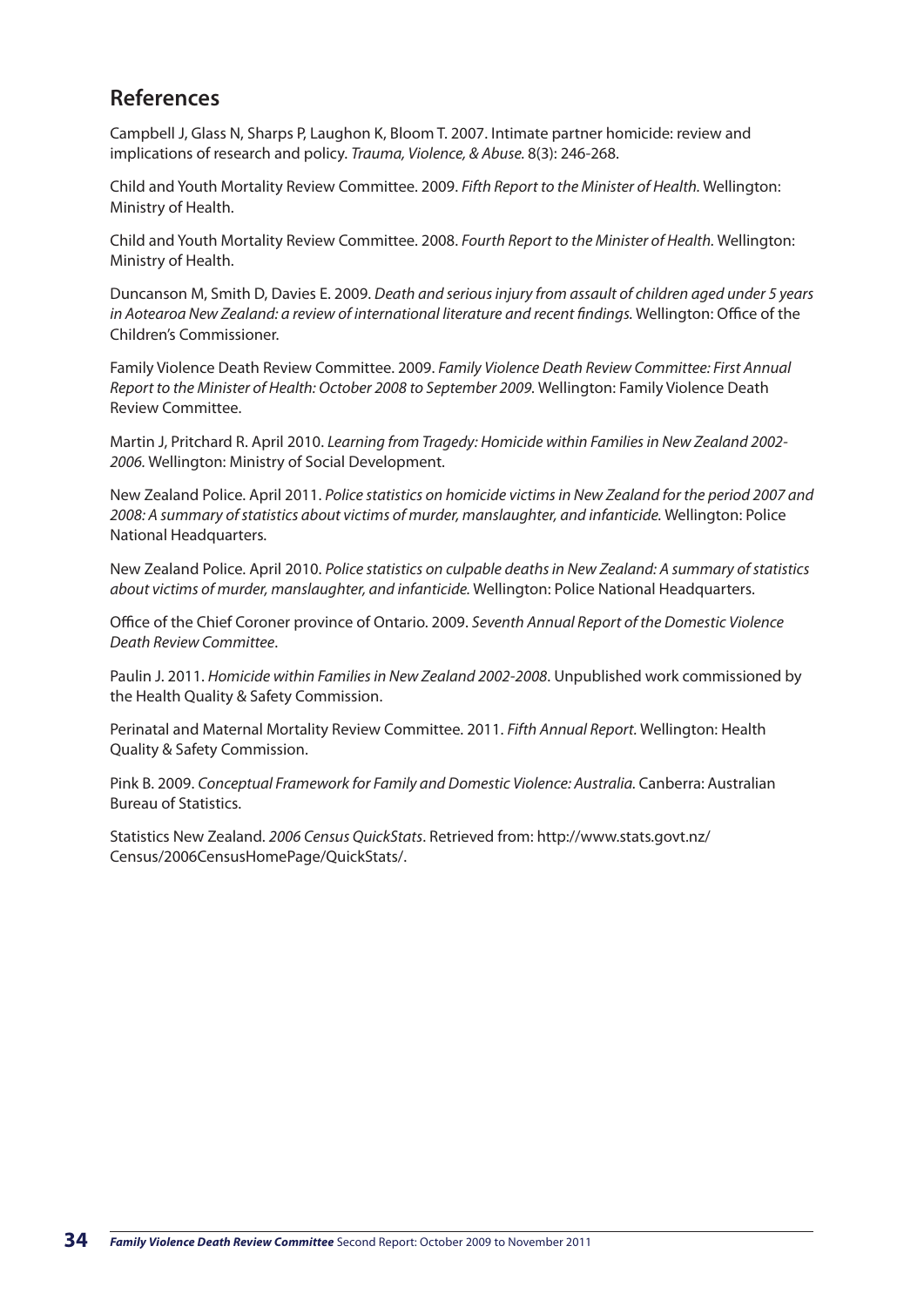## References

Campbell J, Glass N, Sharps P, Laughon K, Bloom T. 2007. Intimate partner homicide: review and implications of research and policy. *Trauma, Violence, & Abuse.* 8(3): 246-268.

Child and Youth Mortality Review Committee. 2009. *Fifth Report to the Minister of Health.* Wellington: Ministry of Health.

Child and Youth Mortality Review Committee. 2008. *Fourth Report to the Minister of Health.* Wellington: Ministry of Health.

Duncanson M, Smith D, Davies E. 2009. *Death and serious injury from assault of children aged under 5 years in Aotearoa New Zealand: a review of international literature and recent findings.* Wellington: Office of the Children's Commissioner.

Family Violence Death Review Committee. 2009. *Family Violence Death Review Committee: First Annual Report to the Minister of Health: October 2008 to September 2009.* Wellington: Family Violence Death Review Committee.

Martin J, Pritchard R. April 2010. *Learning from Tragedy: Homicide within Families in New Zealand 2002-2006.* Wellington: Ministry of Social Development.

New Zealand Police. April 2011. *Police statistics on homicide victims in New Zealand for the period 2007 and 2008: A summary of statistics about victims of murder, manslaughter, and infanticide.* Wellington: Police National Headquarters.

New Zealand Police. April 2010. *Police statistics on culpable deaths in New Zealand: A summary of statistics about victims of murder, manslaughter, and infanticide.* Wellington: Police National Headquarters.

Office of the Chief Coroner province of Ontario. 2009. *Seventh Annual Report of the Domestic Violence Death Review Committee*.

Paulin J. 2011. *Homicide within Families in New Zealand 2002-2008*. Unpublished work commissioned by the Health Quality & Safety Commission.

Perinatal and Maternal Mortality Review Committee. 2011. *Fifth Annual Report.* Wellington: Health Quality & Safety Commission.

Pink B. 2009. *Conceptual Framework for Family and Domestic Violence: Australia.* Canberra: Australian Bureau of Statistics.

Statistics New Zealand. *2006 Census QuickStats*. Retrieved from: http://www.stats.govt.nz/Census/2006CensusHomePage/QuickStats/.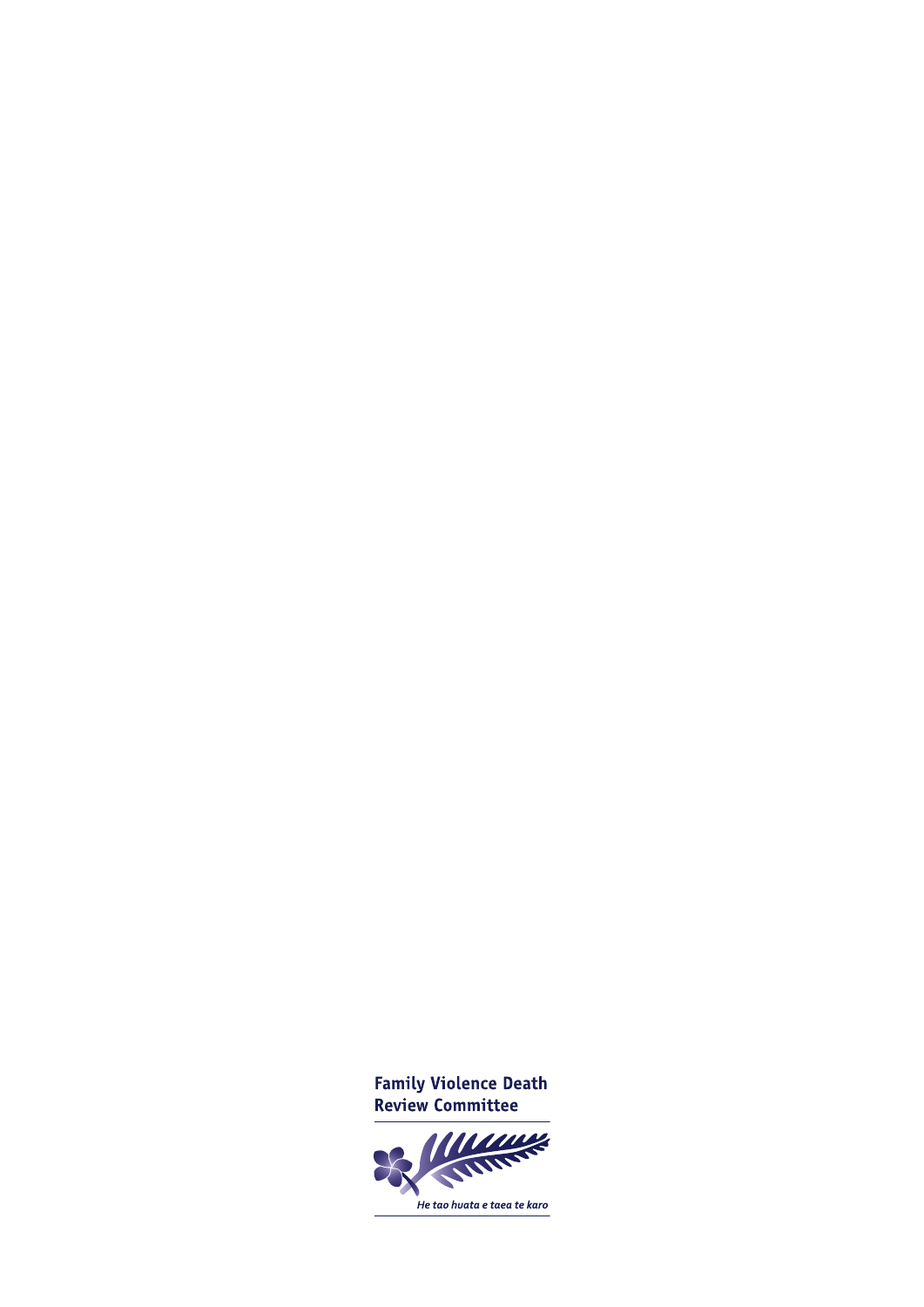**Family Violence Death Review Committee**

*He tao huata e taea te karo*